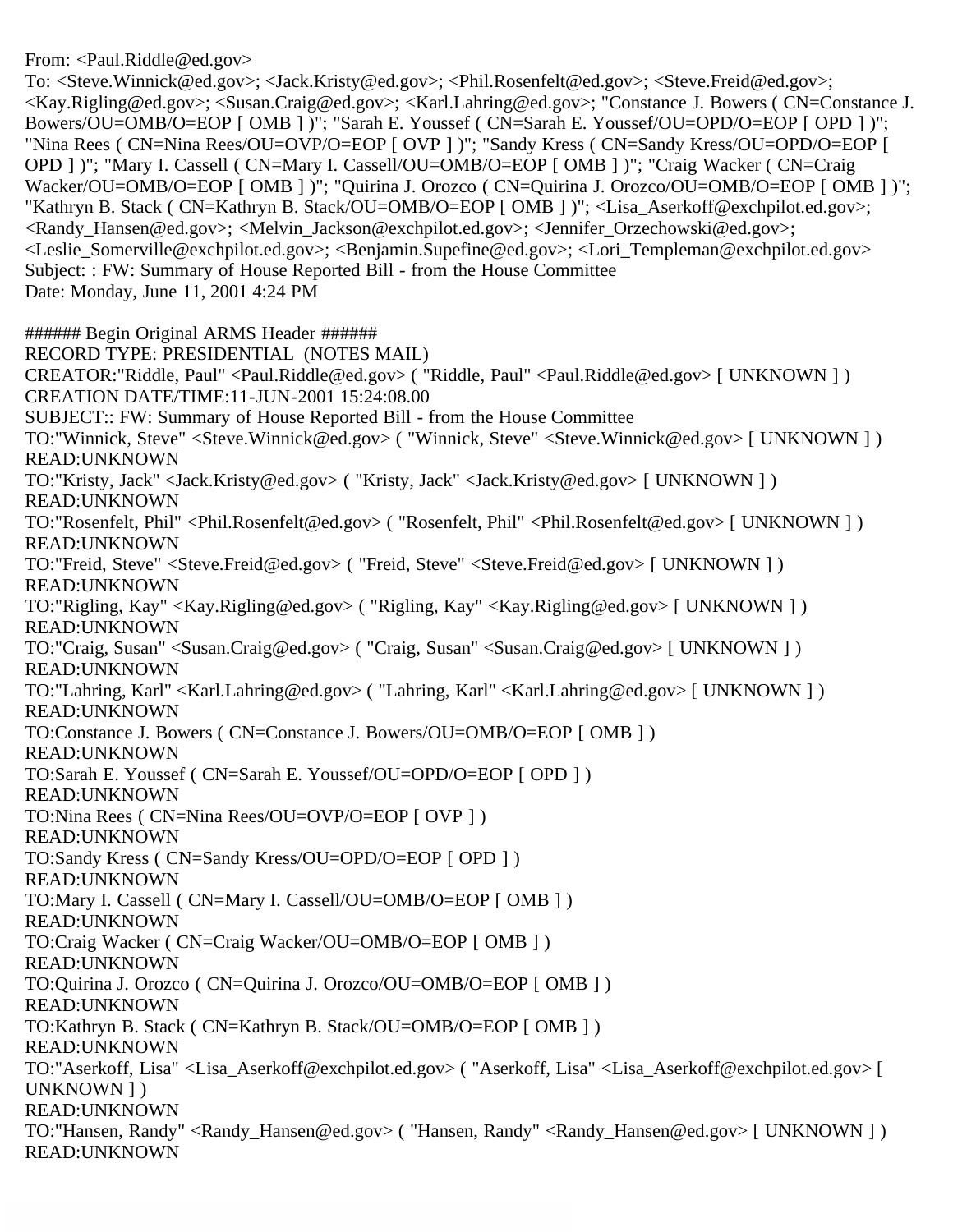From: <Paul.Riddle@ed.gov>
To: <Steve.Winnick@ed.gov>; <Jack.Kristy@ed.gov>; <Phil.Rosenfelt@ed.gov>; <Steve.Freid@ed.gov>; <Kay.Rigling@ed.gov>; <Susan.Craig@ed.gov>; <Karl.Lahring@ed.gov>; "Constance J. Bowers ( CN=Constance J. Bowers/OU=OMB/O=EOP [ OMB ] )"; "Sarah E. Youssef ( CN=Sarah E. Youssef/OU=OPD/O=EOP [ OPD ] )"; "Nina Rees ( CN=Nina Rees/OU=OVP/O=EOP [ OVP ] )"; "Sandy Kress ( CN=Sandy Kress/OU=OPD/O=EOP [ OPD ] )"; "Mary I. Cassell ( CN=Mary I. Cassell/OU=OMB/O=EOP [ OMB ] )"; "Craig Wacker ( CN=Craig Wacker/OU=OMB/O=EOP [ OMB ] )"; "Quirina J. Orozco ( CN=Quirina J. Orozco/OU=OMB/O=EOP [ OMB ] )"; "Kathryn B. Stack ( CN=Kathryn B. Stack/OU=OMB/O=EOP [ OMB ] )"; <Lisa_Aserkoff@exchpilot.ed.gov>; <Randy_Hansen@ed.gov>; <Melvin_Jackson@exchpilot.ed.gov>; <Jennifer_Orzechowski@ed.gov>; <Leslie_Somerville@exchpilot.ed.gov>; <Benjamin.Supefine@ed.gov>; <Lori_Templeman@exchpilot.ed.gov>
Subject: : FW: Summary of House Reported Bill - from the House Committee
Date: Monday, June 11, 2001 4:24 PM

###### Begin Original ARMS Header ######
RECORD TYPE: PRESIDENTIAL (NOTES MAIL)
CREATOR:"Riddle, Paul" <Paul.Riddle@ed.gov> ( "Riddle, Paul" <Paul.Riddle@ed.gov> [ UNKNOWN ] )
CREATION DATE/TIME:11-JUN-2001 15:24:08.00
SUBJECT:: FW: Summary of House Reported Bill - from the House Committee
TO:"Winnick, Steve" <Steve.Winnick@ed.gov> ( "Winnick, Steve" <Steve.Winnick@ed.gov> [ UNKNOWN ] )
READ:UNKNOWN
TO:"Kristy, Jack" <Jack.Kristy@ed.gov> ( "Kristy, Jack" <Jack.Kristy@ed.gov> [ UNKNOWN ] )
READ:UNKNOWN
TO:"Rosenfelt, Phil" <Phil.Rosenfelt@ed.gov> ( "Rosenfelt, Phil" <Phil.Rosenfelt@ed.gov> [ UNKNOWN ] )
READ:UNKNOWN
TO:"Freid, Steve" <Steve.Freid@ed.gov> ( "Freid, Steve" <Steve.Freid@ed.gov> [ UNKNOWN ] )
READ:UNKNOWN
TO:"Rigling, Kay" <Kay.Rigling@ed.gov> ( "Rigling, Kay" <Kay.Rigling@ed.gov> [ UNKNOWN ] )
READ:UNKNOWN
TO:"Craig, Susan" <Susan.Craig@ed.gov> ( "Craig, Susan" <Susan.Craig@ed.gov> [ UNKNOWN ] )
READ:UNKNOWN
TO:"Lahring, Karl" <Karl.Lahring@ed.gov> ( "Lahring, Karl" <Karl.Lahring@ed.gov> [ UNKNOWN ] )
READ:UNKNOWN
TO:Constance J. Bowers ( CN=Constance J. Bowers/OU=OMB/O=EOP [ OMB ] )
READ:UNKNOWN
TO:Sarah E. Youssef ( CN=Sarah E. Youssef/OU=OPD/O=EOP [ OPD ] )
READ:UNKNOWN
TO:Nina Rees ( CN=Nina Rees/OU=OVP/O=EOP [ OVP ] )
READ:UNKNOWN
TO:Sandy Kress ( CN=Sandy Kress/OU=OPD/O=EOP [ OPD ] )
READ:UNKNOWN
TO:Mary I. Cassell ( CN=Mary I. Cassell/OU=OMB/O=EOP [ OMB ] )
READ:UNKNOWN
TO:Craig Wacker ( CN=Craig Wacker/OU=OMB/O=EOP [ OMB ] )
READ:UNKNOWN
TO:Quirina J. Orozco ( CN=Quirina J. Orozco/OU=OMB/O=EOP [ OMB ] )
READ:UNKNOWN
TO:Kathryn B. Stack ( CN=Kathryn B. Stack/OU=OMB/O=EOP [ OMB ] )
READ:UNKNOWN
TO:"Aserkoff, Lisa" <Lisa_Aserkoff@exchpilot.ed.gov> ( "Aserkoff, Lisa" <Lisa_Aserkoff@exchpilot.ed.gov> [ UNKNOWN ] )
READ:UNKNOWN
TO:"Hansen, Randy" <Randy_Hansen@ed.gov> ( "Hansen, Randy" <Randy_Hansen@ed.gov> [ UNKNOWN ] )
READ:UNKNOWN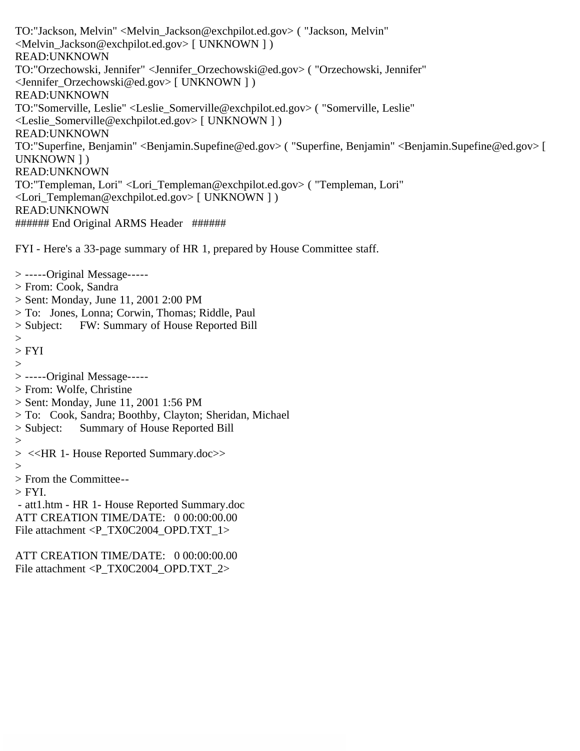TO:"Jackson, Melvin" <Melvin_Jackson@exchpilot.ed.gov> ( "Jackson, Melvin" <Melvin_Jackson@exchpilot.ed.gov> [ UNKNOWN ] )
READ:UNKNOWN
TO:"Orzechowski, Jennifer" <Jennifer_Orzechowski@ed.gov> ( "Orzechowski, Jennifer" <Jennifer_Orzechowski@ed.gov> [ UNKNOWN ] )
READ:UNKNOWN
TO:"Somerville, Leslie" <Leslie_Somerville@exchpilot.ed.gov> ( "Somerville, Leslie" <Leslie_Somerville@exchpilot.ed.gov> [ UNKNOWN ] )
READ:UNKNOWN
TO:"Superfine, Benjamin" <Benjamin.Supefine@ed.gov> ( "Superfine, Benjamin" <Benjamin.Supefine@ed.gov> [ UNKNOWN ] )
READ:UNKNOWN
TO:"Templeman, Lori" <Lori_Templeman@exchpilot.ed.gov> ( "Templeman, Lori" <Lori_Templeman@exchpilot.ed.gov> [ UNKNOWN ] )
READ:UNKNOWN
###### End Original ARMS Header ######

FYI - Here's a 33-page summary of HR 1, prepared by House Committee staff.

> -----Original Message-----
> From: Cook, Sandra
> Sent: Monday, June 11, 2001 2:00 PM
> To: Jones, Lonna; Corwin, Thomas; Riddle, Paul
> Subject: FW: Summary of House Reported Bill
>
> FYI
>
> -----Original Message-----
> From: Wolfe, Christine
> Sent: Monday, June 11, 2001 1:56 PM
> To: Cook, Sandra; Boothby, Clayton; Sheridan, Michael
> Subject: Summary of House Reported Bill
>
> <<HR 1- House Reported Summary.doc>>
>
> From the Committee--
> FYI.

- att1.htm - HR 1- House Reported Summary.doc

ATT CREATION TIME/DATE: 0 00:00:00.00
File attachment <P_TX0C2004_OPD.TXT_1>

ATT CREATION TIME/DATE: 0 00:00:00.00
File attachment <P_TX0C2004_OPD.TXT_2>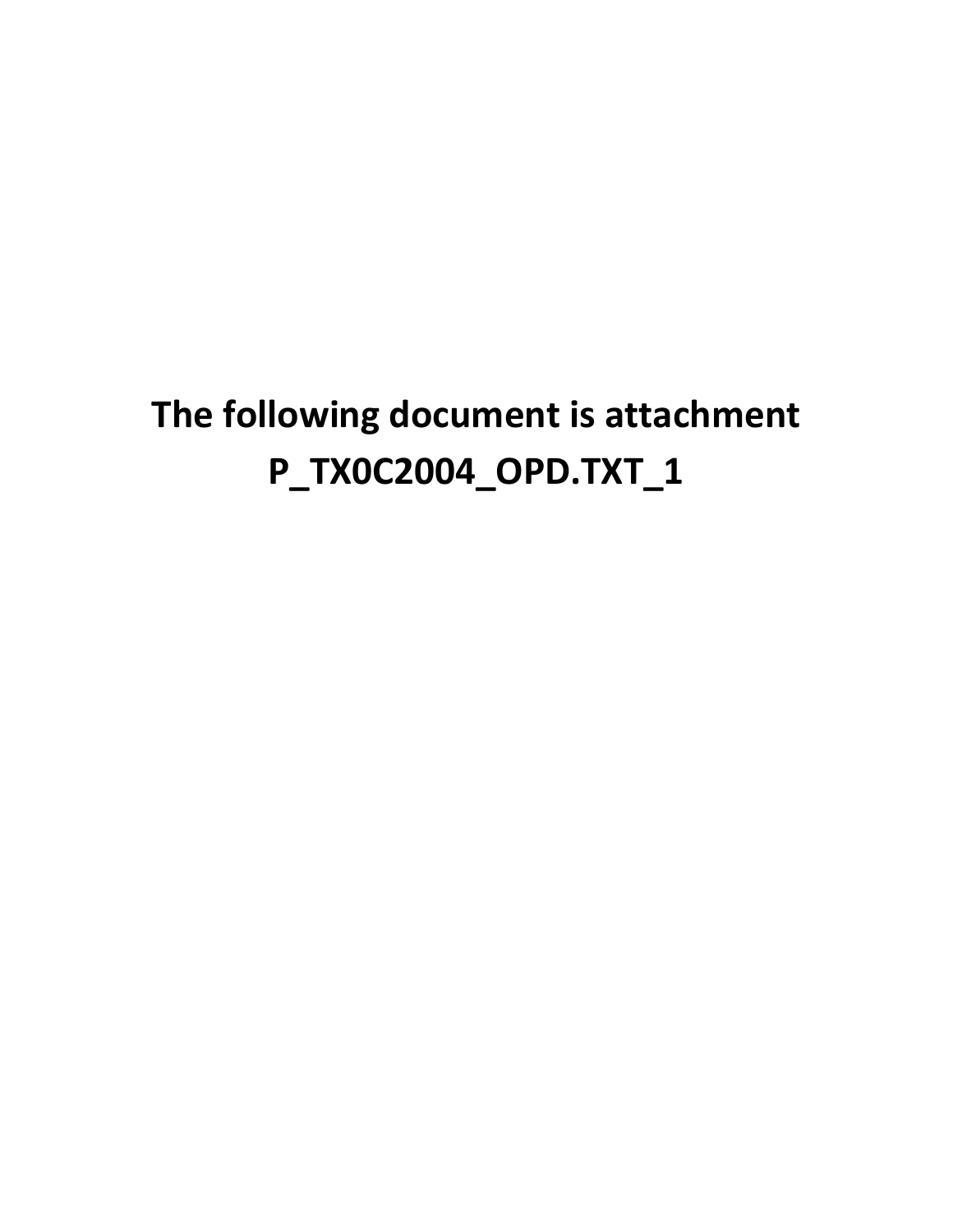**The following document is attachment P_TX0C2004_OPD.TXT_1**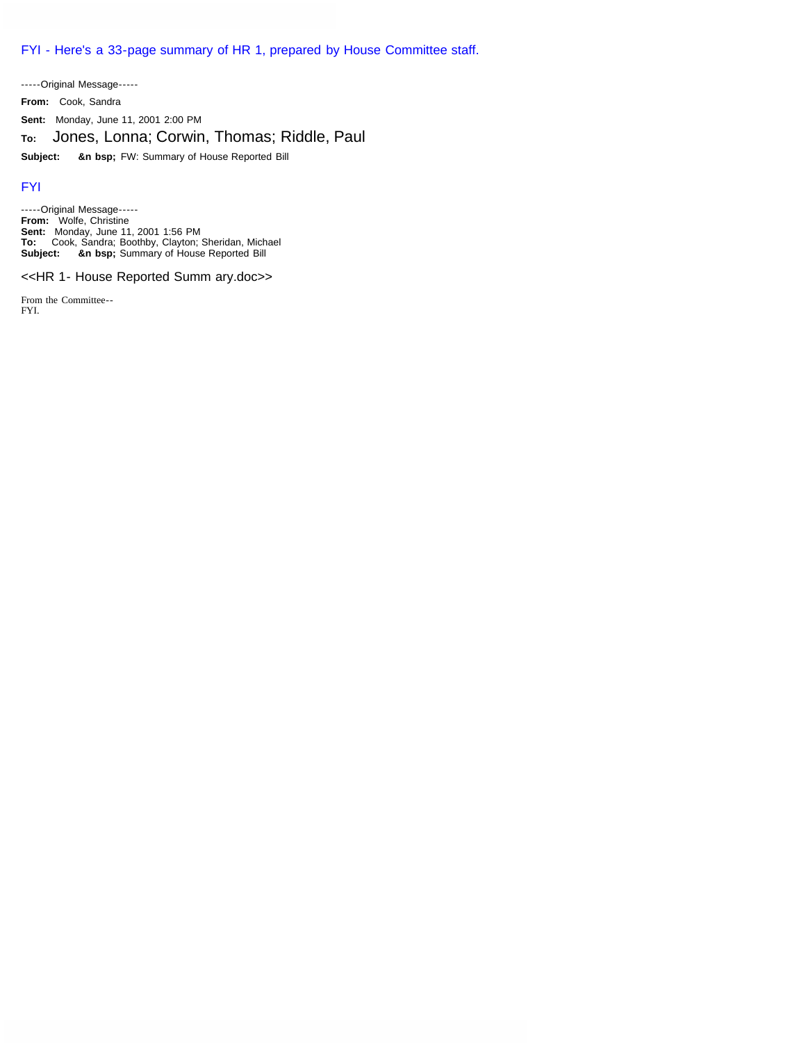FYI - Here's a 33-page summary of HR 1, prepared by House Committee staff.

-----Original Message-----

**From:** Cook, Sandra

**Sent:** Monday, June 11, 2001 2:00 PM

**To:** Jones, Lonna; Corwin, Thomas; Riddle, Paul

**Subject:** &n bsp; FW: Summary of House Reported Bill

FYI

-----Original Message-----
**From:** Wolfe, Christine
**Sent:** Monday, June 11, 2001 1:56 PM
**To:** Cook, Sandra; Boothby, Clayton; Sheridan, Michael
**Subject:** &n bsp; Summary of House Reported Bill

<<HR 1- House Reported Summ ary.doc>>

From the Committee--
FYI.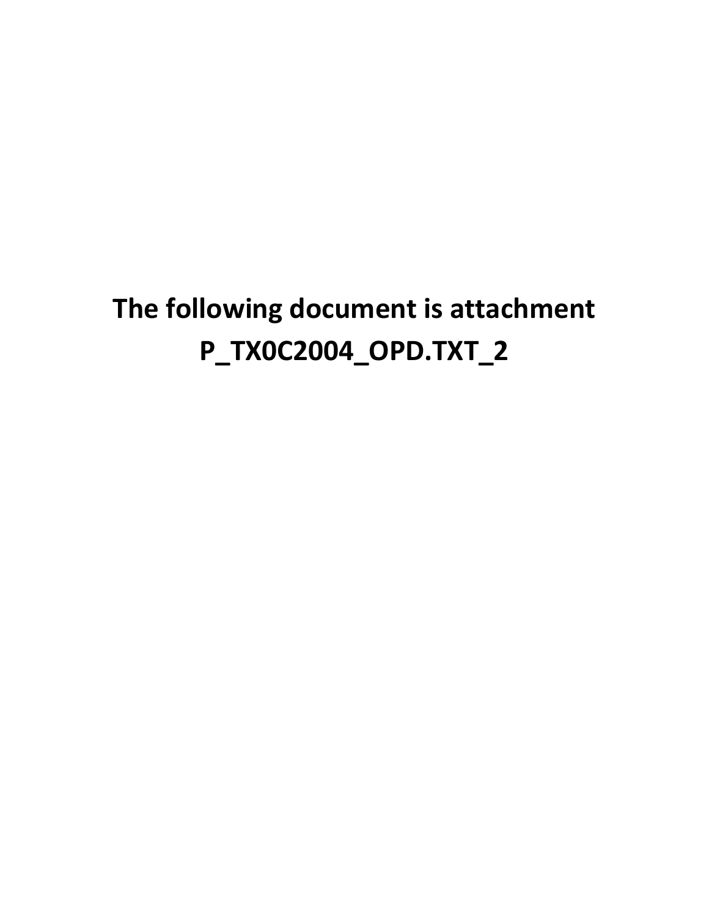**The following document is attachment P_TX0C2004_OPD.TXT_2**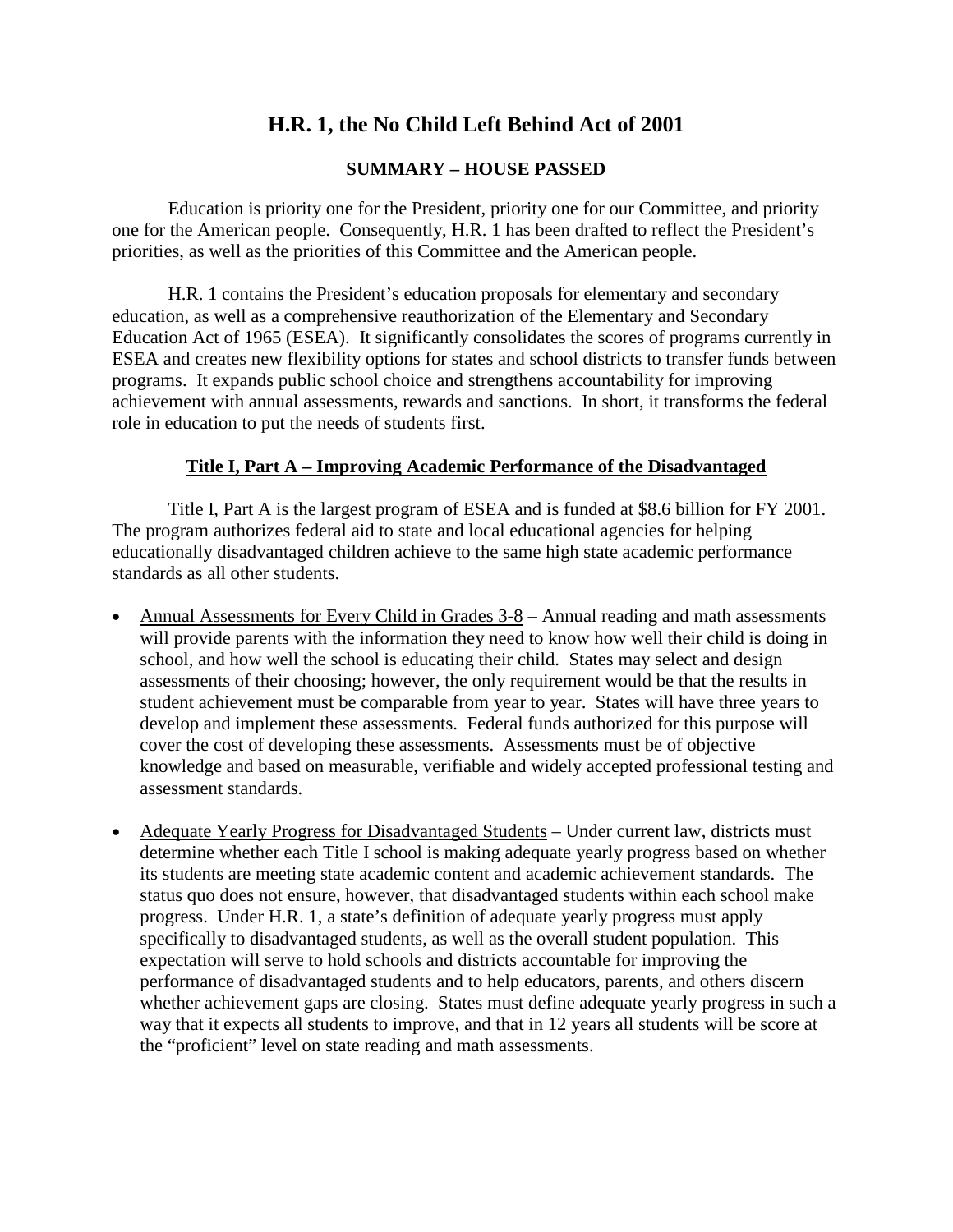# H.R. 1, the No Child Left Behind Act of 2001

## SUMMARY – HOUSE PASSED

Education is priority one for the President, priority one for our Committee, and priority one for the American people. Consequently, H.R. 1 has been drafted to reflect the President's priorities, as well as the priorities of this Committee and the American people.

H.R. 1 contains the President's education proposals for elementary and secondary education, as well as a comprehensive reauthorization of the Elementary and Secondary Education Act of 1965 (ESEA). It significantly consolidates the scores of programs currently in ESEA and creates new flexibility options for states and school districts to transfer funds between programs. It expands public school choice and strengthens accountability for improving achievement with annual assessments, rewards and sanctions. In short, it transforms the federal role in education to put the needs of students first.

### Title I, Part A – Improving Academic Performance of the Disadvantaged

Title I, Part A is the largest program of ESEA and is funded at $8.6 billion for FY 2001. The program authorizes federal aid to state and local educational agencies for helping educationally disadvantaged children achieve to the same high state academic performance standards as all other students.

- Annual Assessments for Every Child in Grades 3-8 – Annual reading and math assessments will provide parents with the information they need to know how well their child is doing in school, and how well the school is educating their child. States may select and design assessments of their choosing; however, the only requirement would be that the results in student achievement must be comparable from year to year. States will have three years to develop and implement these assessments. Federal funds authorized for this purpose will cover the cost of developing these assessments. Assessments must be of objective knowledge and based on measurable, verifiable and widely accepted professional testing and assessment standards.

- Adequate Yearly Progress for Disadvantaged Students – Under current law, districts must determine whether each Title I school is making adequate yearly progress based on whether its students are meeting state academic content and academic achievement standards. The status quo does not ensure, however, that disadvantaged students within each school make progress. Under H.R. 1, a state's definition of adequate yearly progress must apply specifically to disadvantaged students, as well as the overall student population. This expectation will serve to hold schools and districts accountable for improving the performance of disadvantaged students and to help educators, parents, and others discern whether achievement gaps are closing. States must define adequate yearly progress in such a way that it expects all students to improve, and that in 12 years all students will be score at the "proficient" level on state reading and math assessments.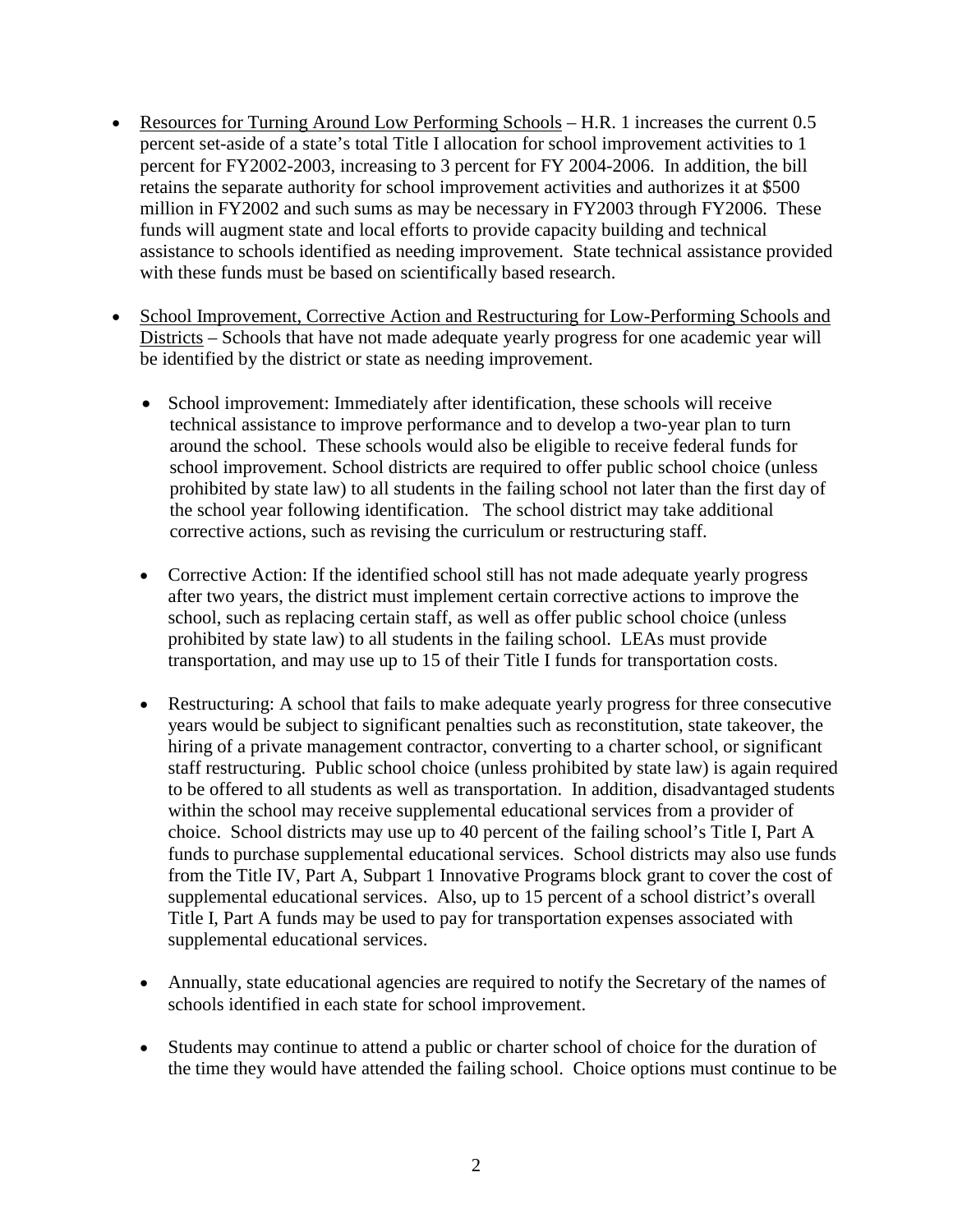- Resources for Turning Around Low Performing Schools – H.R. 1 increases the current 0.5 percent set-aside of a state's total Title I allocation for school improvement activities to 1 percent for FY2002-2003, increasing to 3 percent for FY 2004-2006. In addition, the bill retains the separate authority for school improvement activities and authorizes it at $500 million in FY2002 and such sums as may be necessary in FY2003 through FY2006. These funds will augment state and local efforts to provide capacity building and technical assistance to schools identified as needing improvement. State technical assistance provided with these funds must be based on scientifically based research.

- School Improvement, Corrective Action and Restructuring for Low-Performing Schools and Districts – Schools that have not made adequate yearly progress for one academic year will be identified by the district or state as needing improvement.

  - School improvement: Immediately after identification, these schools will receive technical assistance to improve performance and to develop a two-year plan to turn around the school. These schools would also be eligible to receive federal funds for school improvement. School districts are required to offer public school choice (unless prohibited by state law) to all students in the failing school not later than the first day of the school year following identification. The school district may take additional corrective actions, such as revising the curriculum or restructuring staff.

  - Corrective Action: If the identified school still has not made adequate yearly progress after two years, the district must implement certain corrective actions to improve the school, such as replacing certain staff, as well as offer public school choice (unless prohibited by state law) to all students in the failing school. LEAs must provide transportation, and may use up to 15 of their Title I funds for transportation costs.

  - Restructuring: A school that fails to make adequate yearly progress for three consecutive years would be subject to significant penalties such as reconstitution, state takeover, the hiring of a private management contractor, converting to a charter school, or significant staff restructuring. Public school choice (unless prohibited by state law) is again required to be offered to all students as well as transportation. In addition, disadvantaged students within the school may receive supplemental educational services from a provider of choice. School districts may use up to 40 percent of the failing school's Title I, Part A funds to purchase supplemental educational services. School districts may also use funds from the Title IV, Part A, Subpart 1 Innovative Programs block grant to cover the cost of supplemental educational services. Also, up to 15 percent of a school district's overall Title I, Part A funds may be used to pay for transportation expenses associated with supplemental educational services.

  - Annually, state educational agencies are required to notify the Secretary of the names of schools identified in each state for school improvement.

  - Students may continue to attend a public or charter school of choice for the duration of the time they would have attended the failing school. Choice options must continue to be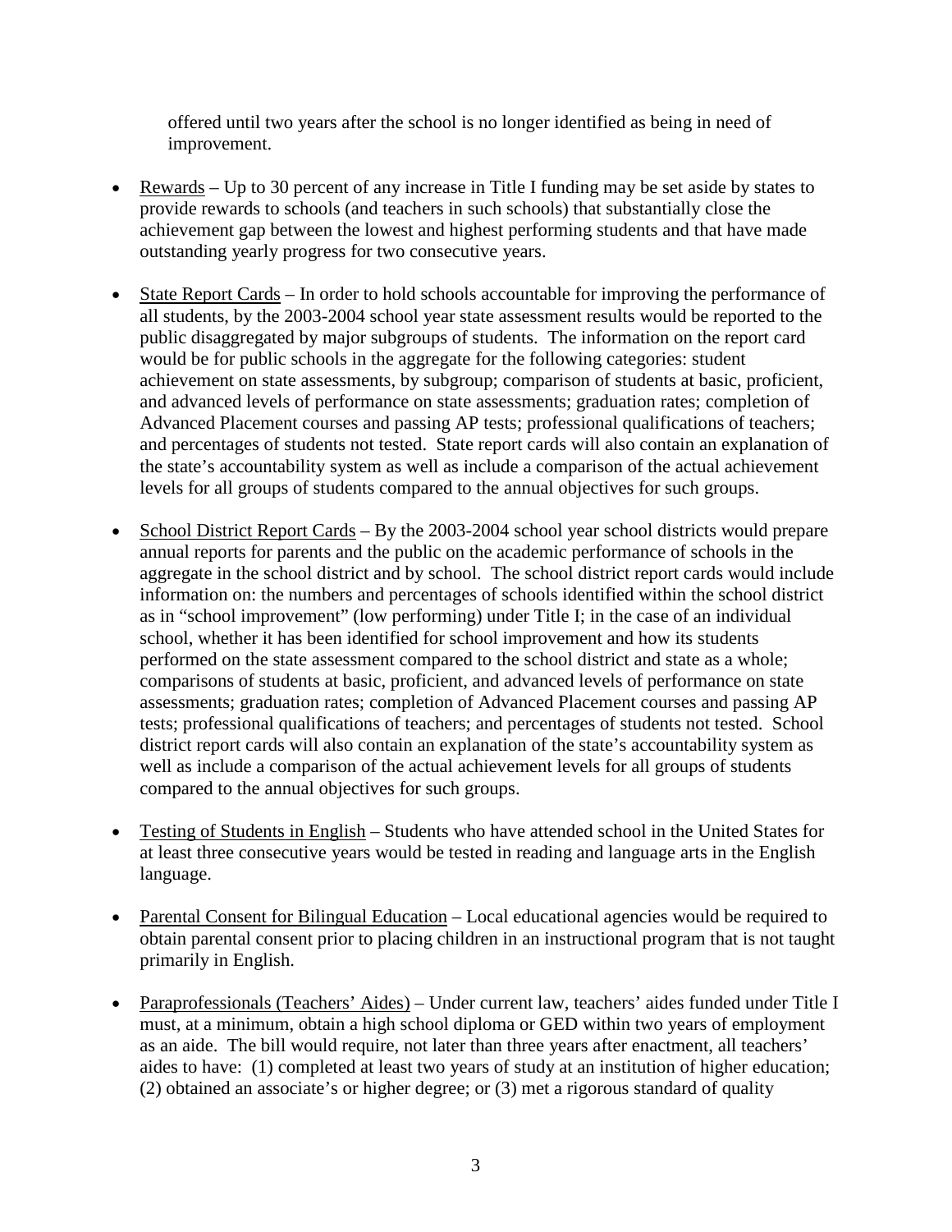offered until two years after the school is no longer identified as being in need of improvement.

- Rewards – Up to 30 percent of any increase in Title I funding may be set aside by states to provide rewards to schools (and teachers in such schools) that substantially close the achievement gap between the lowest and highest performing students and that have made outstanding yearly progress for two consecutive years.

- State Report Cards – In order to hold schools accountable for improving the performance of all students, by the 2003-2004 school year state assessment results would be reported to the public disaggregated by major subgroups of students. The information on the report card would be for public schools in the aggregate for the following categories: student achievement on state assessments, by subgroup; comparison of students at basic, proficient, and advanced levels of performance on state assessments; graduation rates; completion of Advanced Placement courses and passing AP tests; professional qualifications of teachers; and percentages of students not tested. State report cards will also contain an explanation of the state's accountability system as well as include a comparison of the actual achievement levels for all groups of students compared to the annual objectives for such groups.

- School District Report Cards – By the 2003-2004 school year school districts would prepare annual reports for parents and the public on the academic performance of schools in the aggregate in the school district and by school. The school district report cards would include information on: the numbers and percentages of schools identified within the school district as in "school improvement" (low performing) under Title I; in the case of an individual school, whether it has been identified for school improvement and how its students performed on the state assessment compared to the school district and state as a whole; comparisons of students at basic, proficient, and advanced levels of performance on state assessments; graduation rates; completion of Advanced Placement courses and passing AP tests; professional qualifications of teachers; and percentages of students not tested. School district report cards will also contain an explanation of the state's accountability system as well as include a comparison of the actual achievement levels for all groups of students compared to the annual objectives for such groups.

- Testing of Students in English – Students who have attended school in the United States for at least three consecutive years would be tested in reading and language arts in the English language.

- Parental Consent for Bilingual Education – Local educational agencies would be required to obtain parental consent prior to placing children in an instructional program that is not taught primarily in English.

- Paraprofessionals (Teachers' Aides) – Under current law, teachers' aides funded under Title I must, at a minimum, obtain a high school diploma or GED within two years of employment as an aide. The bill would require, not later than three years after enactment, all teachers' aides to have: (1) completed at least two years of study at an institution of higher education; (2) obtained an associate's or higher degree; or (3) met a rigorous standard of quality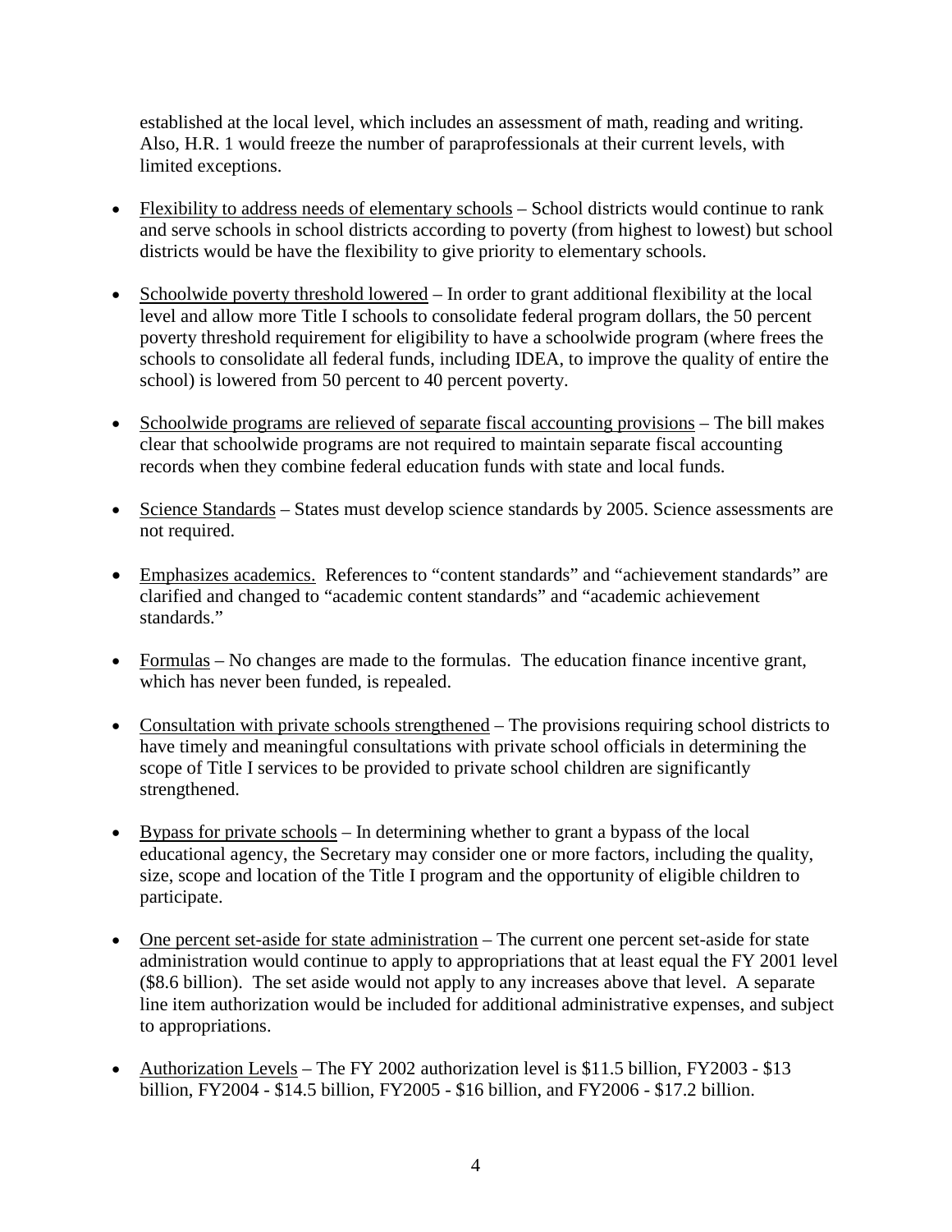established at the local level, which includes an assessment of math, reading and writing. Also, H.R. 1 would freeze the number of paraprofessionals at their current levels, with limited exceptions.

- Flexibility to address needs of elementary schools – School districts would continue to rank and serve schools in school districts according to poverty (from highest to lowest) but school districts would be have the flexibility to give priority to elementary schools.

- Schoolwide poverty threshold lowered – In order to grant additional flexibility at the local level and allow more Title I schools to consolidate federal program dollars, the 50 percent poverty threshold requirement for eligibility to have a schoolwide program (where frees the schools to consolidate all federal funds, including IDEA, to improve the quality of entire the school) is lowered from 50 percent to 40 percent poverty.

- Schoolwide programs are relieved of separate fiscal accounting provisions – The bill makes clear that schoolwide programs are not required to maintain separate fiscal accounting records when they combine federal education funds with state and local funds.

- Science Standards – States must develop science standards by 2005. Science assessments are not required.

- Emphasizes academics. References to "content standards" and "achievement standards" are clarified and changed to "academic content standards" and "academic achievement standards."

- Formulas – No changes are made to the formulas. The education finance incentive grant, which has never been funded, is repealed.

- Consultation with private schools strengthened – The provisions requiring school districts to have timely and meaningful consultations with private school officials in determining the scope of Title I services to be provided to private school children are significantly strengthened.

- Bypass for private schools – In determining whether to grant a bypass of the local educational agency, the Secretary may consider one or more factors, including the quality, size, scope and location of the Title I program and the opportunity of eligible children to participate.

- One percent set-aside for state administration – The current one percent set-aside for state administration would continue to apply to appropriations that at least equal the FY 2001 level ($8.6 billion). The set aside would not apply to any increases above that level. A separate line item authorization would be included for additional administrative expenses, and subject to appropriations.

- Authorization Levels – The FY 2002 authorization level is $11.5 billion, FY2003 - $13 billion, FY2004 - $14.5 billion, FY2005 - $16 billion, and FY2006 - $17.2 billion.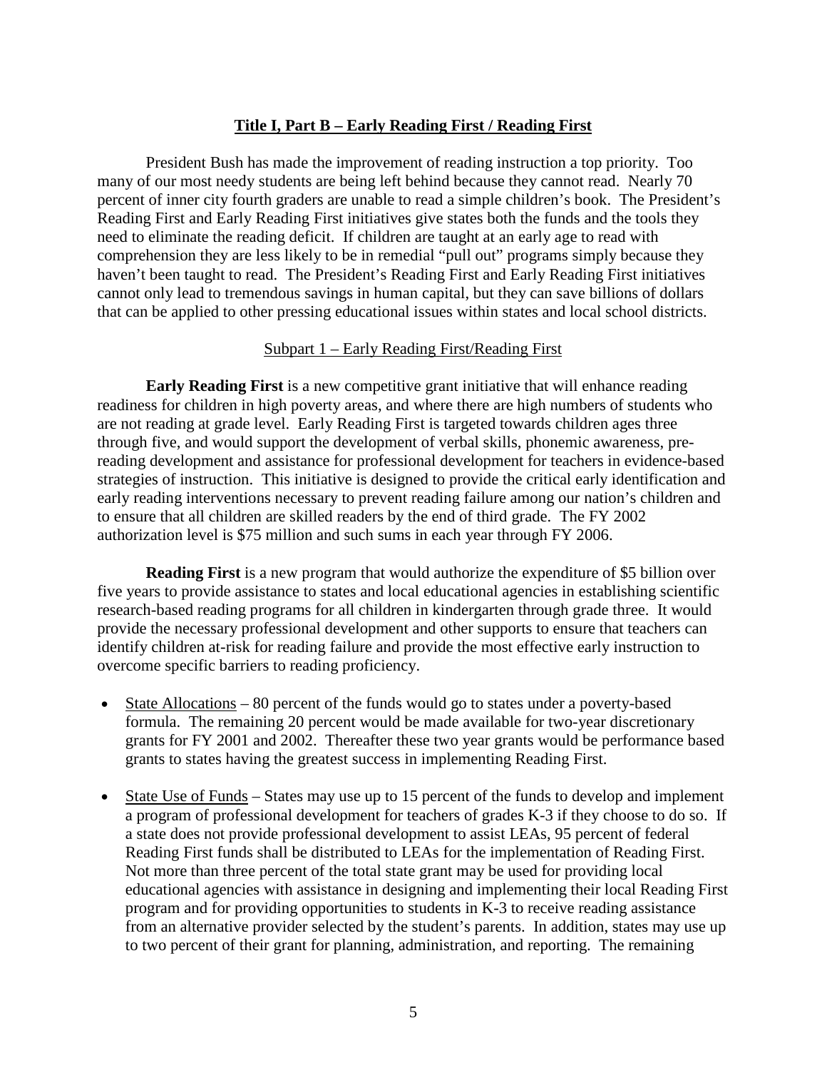## Title I, Part B – Early Reading First / Reading First

President Bush has made the improvement of reading instruction a top priority. Too many of our most needy students are being left behind because they cannot read. Nearly 70 percent of inner city fourth graders are unable to read a simple children's book. The President's Reading First and Early Reading First initiatives give states both the funds and the tools they need to eliminate the reading deficit. If children are taught at an early age to read with comprehension they are less likely to be in remedial "pull out" programs simply because they haven't been taught to read. The President's Reading First and Early Reading First initiatives cannot only lead to tremendous savings in human capital, but they can save billions of dollars that can be applied to other pressing educational issues within states and local school districts.

### Subpart 1 – Early Reading First/Reading First

**Early Reading First** is a new competitive grant initiative that will enhance reading readiness for children in high poverty areas, and where there are high numbers of students who are not reading at grade level. Early Reading First is targeted towards children ages three through five, and would support the development of verbal skills, phonemic awareness, pre-reading development and assistance for professional development for teachers in evidence-based strategies of instruction. This initiative is designed to provide the critical early identification and early reading interventions necessary to prevent reading failure among our nation's children and to ensure that all children are skilled readers by the end of third grade. The FY 2002 authorization level is $75 million and such sums in each year through FY 2006.

**Reading First** is a new program that would authorize the expenditure of $5 billion over five years to provide assistance to states and local educational agencies in establishing scientific research-based reading programs for all children in kindergarten through grade three. It would provide the necessary professional development and other supports to ensure that teachers can identify children at-risk for reading failure and provide the most effective early instruction to overcome specific barriers to reading proficiency.

- State Allocations – 80 percent of the funds would go to states under a poverty-based formula. The remaining 20 percent would be made available for two-year discretionary grants for FY 2001 and 2002. Thereafter these two year grants would be performance based grants to states having the greatest success in implementing Reading First.

- State Use of Funds – States may use up to 15 percent of the funds to develop and implement a program of professional development for teachers of grades K-3 if they choose to do so. If a state does not provide professional development to assist LEAs, 95 percent of federal Reading First funds shall be distributed to LEAs for the implementation of Reading First. Not more than three percent of the total state grant may be used for providing local educational agencies with assistance in designing and implementing their local Reading First program and for providing opportunities to students in K-3 to receive reading assistance from an alternative provider selected by the student's parents. In addition, states may use up to two percent of their grant for planning, administration, and reporting. The remaining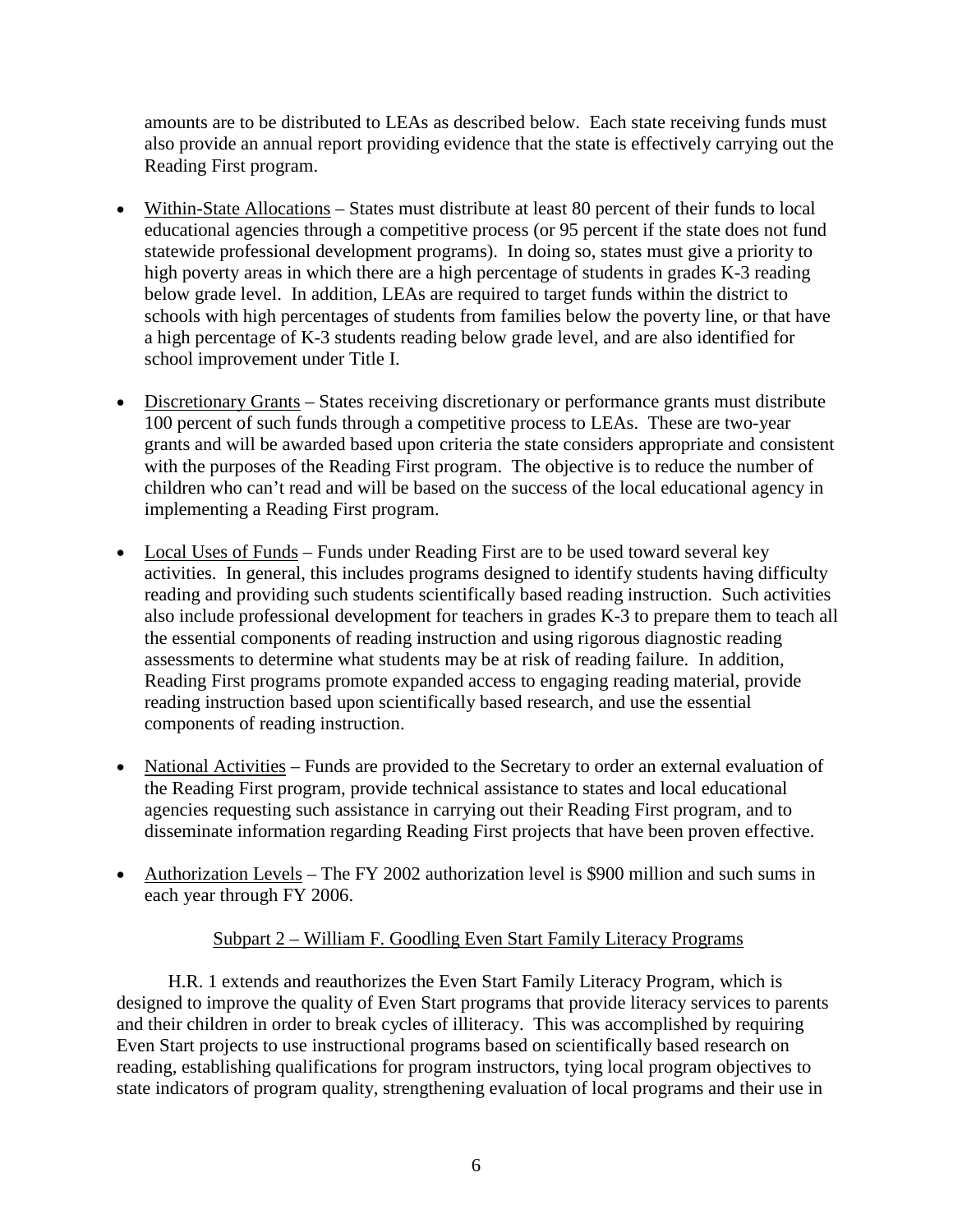amounts are to be distributed to LEAs as described below. Each state receiving funds must also provide an annual report providing evidence that the state is effectively carrying out the Reading First program.

- Within-State Allocations – States must distribute at least 80 percent of their funds to local educational agencies through a competitive process (or 95 percent if the state does not fund statewide professional development programs). In doing so, states must give a priority to high poverty areas in which there are a high percentage of students in grades K-3 reading below grade level. In addition, LEAs are required to target funds within the district to schools with high percentages of students from families below the poverty line, or that have a high percentage of K-3 students reading below grade level, and are also identified for school improvement under Title I.

- Discretionary Grants – States receiving discretionary or performance grants must distribute 100 percent of such funds through a competitive process to LEAs. These are two-year grants and will be awarded based upon criteria the state considers appropriate and consistent with the purposes of the Reading First program. The objective is to reduce the number of children who can't read and will be based on the success of the local educational agency in implementing a Reading First program.

- Local Uses of Funds – Funds under Reading First are to be used toward several key activities. In general, this includes programs designed to identify students having difficulty reading and providing such students scientifically based reading instruction. Such activities also include professional development for teachers in grades K-3 to prepare them to teach all the essential components of reading instruction and using rigorous diagnostic reading assessments to determine what students may be at risk of reading failure. In addition, Reading First programs promote expanded access to engaging reading material, provide reading instruction based upon scientifically based research, and use the essential components of reading instruction.

- National Activities – Funds are provided to the Secretary to order an external evaluation of the Reading First program, provide technical assistance to states and local educational agencies requesting such assistance in carrying out their Reading First program, and to disseminate information regarding Reading First projects that have been proven effective.

- Authorization Levels – The FY 2002 authorization level is $900 million and such sums in each year through FY 2006.

Subpart 2 – William F. Goodling Even Start Family Literacy Programs

H.R. 1 extends and reauthorizes the Even Start Family Literacy Program, which is designed to improve the quality of Even Start programs that provide literacy services to parents and their children in order to break cycles of illiteracy. This was accomplished by requiring Even Start projects to use instructional programs based on scientifically based research on reading, establishing qualifications for program instructors, tying local program objectives to state indicators of program quality, strengthening evaluation of local programs and their use in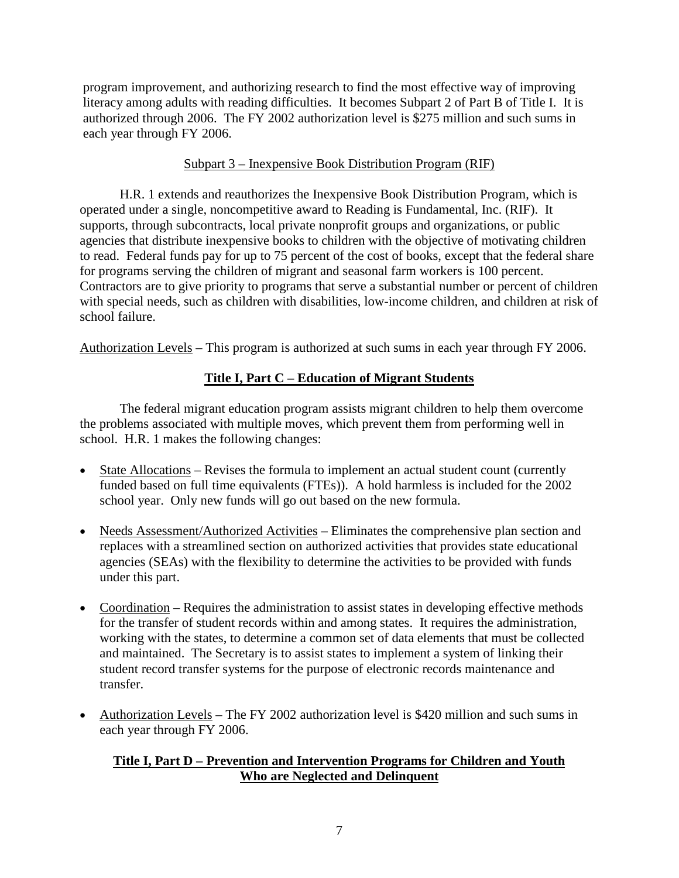program improvement, and authorizing research to find the most effective way of improving literacy among adults with reading difficulties. It becomes Subpart 2 of Part B of Title I. It is authorized through 2006. The FY 2002 authorization level is $275 million and such sums in each year through FY 2006.

Subpart 3 – Inexpensive Book Distribution Program (RIF)

H.R. 1 extends and reauthorizes the Inexpensive Book Distribution Program, which is operated under a single, noncompetitive award to Reading is Fundamental, Inc. (RIF). It supports, through subcontracts, local private nonprofit groups and organizations, or public agencies that distribute inexpensive books to children with the objective of motivating children to read. Federal funds pay for up to 75 percent of the cost of books, except that the federal share for programs serving the children of migrant and seasonal farm workers is 100 percent. Contractors are to give priority to programs that serve a substantial number or percent of children with special needs, such as children with disabilities, low-income children, and children at risk of school failure.

Authorization Levels – This program is authorized at such sums in each year through FY 2006.

## Title I, Part C – Education of Migrant Students

The federal migrant education program assists migrant children to help them overcome the problems associated with multiple moves, which prevent them from performing well in school. H.R. 1 makes the following changes:

- State Allocations – Revises the formula to implement an actual student count (currently funded based on full time equivalents (FTEs)). A hold harmless is included for the 2002 school year. Only new funds will go out based on the new formula.

- Needs Assessment/Authorized Activities – Eliminates the comprehensive plan section and replaces with a streamlined section on authorized activities that provides state educational agencies (SEAs) with the flexibility to determine the activities to be provided with funds under this part.

- Coordination – Requires the administration to assist states in developing effective methods for the transfer of student records within and among states. It requires the administration, working with the states, to determine a common set of data elements that must be collected and maintained. The Secretary is to assist states to implement a system of linking their student record transfer systems for the purpose of electronic records maintenance and transfer.

- Authorization Levels – The FY 2002 authorization level is $420 million and such sums in each year through FY 2006.

## Title I, Part D – Prevention and Intervention Programs for Children and Youth Who are Neglected and Delinquent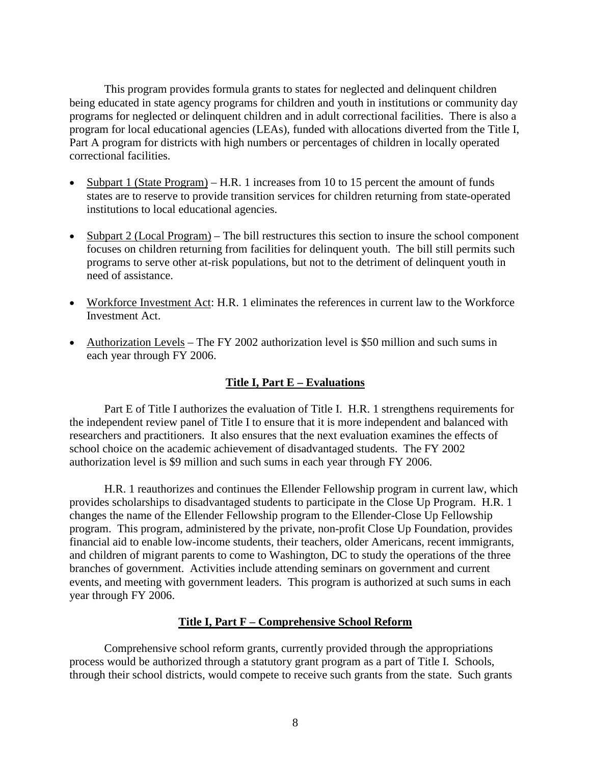This program provides formula grants to states for neglected and delinquent children being educated in state agency programs for children and youth in institutions or community day programs for neglected or delinquent children and in adult correctional facilities. There is also a program for local educational agencies (LEAs), funded with allocations diverted from the Title I, Part A program for districts with high numbers or percentages of children in locally operated correctional facilities.

- Subpart 1 (State Program) – H.R. 1 increases from 10 to 15 percent the amount of funds states are to reserve to provide transition services for children returning from state-operated institutions to local educational agencies.

- Subpart 2 (Local Program) – The bill restructures this section to insure the school component focuses on children returning from facilities for delinquent youth. The bill still permits such programs to serve other at-risk populations, but not to the detriment of delinquent youth in need of assistance.

- Workforce Investment Act: H.R. 1 eliminates the references in current law to the Workforce Investment Act.

- Authorization Levels – The FY 2002 authorization level is $50 million and such sums in each year through FY 2006.

## Title I, Part E – Evaluations

Part E of Title I authorizes the evaluation of Title I. H.R. 1 strengthens requirements for the independent review panel of Title I to ensure that it is more independent and balanced with researchers and practitioners. It also ensures that the next evaluation examines the effects of school choice on the academic achievement of disadvantaged students. The FY 2002 authorization level is $9 million and such sums in each year through FY 2006.

H.R. 1 reauthorizes and continues the Ellender Fellowship program in current law, which provides scholarships to disadvantaged students to participate in the Close Up Program. H.R. 1 changes the name of the Ellender Fellowship program to the Ellender-Close Up Fellowship program. This program, administered by the private, non-profit Close Up Foundation, provides financial aid to enable low-income students, their teachers, older Americans, recent immigrants, and children of migrant parents to come to Washington, DC to study the operations of the three branches of government. Activities include attending seminars on government and current events, and meeting with government leaders. This program is authorized at such sums in each year through FY 2006.

## Title I, Part F – Comprehensive School Reform

Comprehensive school reform grants, currently provided through the appropriations process would be authorized through a statutory grant program as a part of Title I. Schools, through their school districts, would compete to receive such grants from the state. Such grants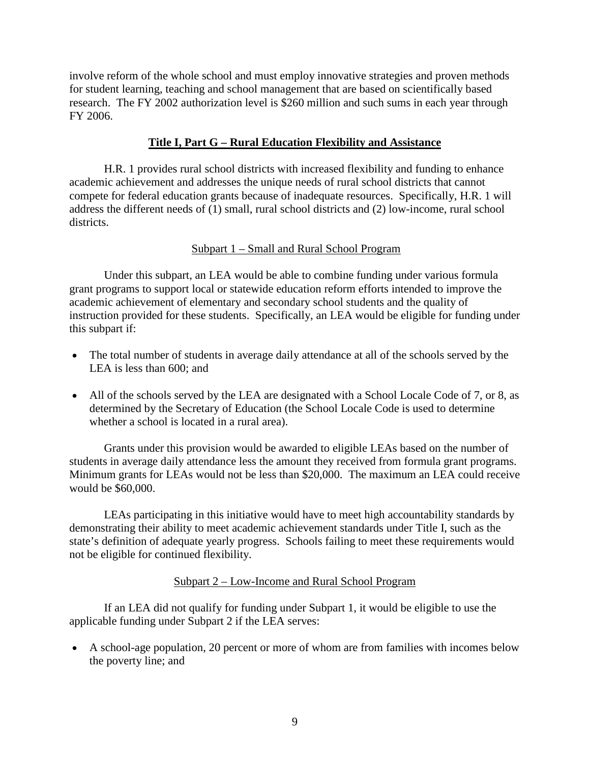involve reform of the whole school and must employ innovative strategies and proven methods for student learning, teaching and school management that are based on scientifically based research. The FY 2002 authorization level is $260 million and such sums in each year through FY 2006.

## Title I, Part G – Rural Education Flexibility and Assistance

H.R. 1 provides rural school districts with increased flexibility and funding to enhance academic achievement and addresses the unique needs of rural school districts that cannot compete for federal education grants because of inadequate resources. Specifically, H.R. 1 will address the different needs of (1) small, rural school districts and (2) low-income, rural school districts.

### Subpart 1 – Small and Rural School Program

Under this subpart, an LEA would be able to combine funding under various formula grant programs to support local or statewide education reform efforts intended to improve the academic achievement of elementary and secondary school students and the quality of instruction provided for these students. Specifically, an LEA would be eligible for funding under this subpart if:

- The total number of students in average daily attendance at all of the schools served by the LEA is less than 600; and
- All of the schools served by the LEA are designated with a School Locale Code of 7, or 8, as determined by the Secretary of Education (the School Locale Code is used to determine whether a school is located in a rural area).

Grants under this provision would be awarded to eligible LEAs based on the number of students in average daily attendance less the amount they received from formula grant programs. Minimum grants for LEAs would not be less than $20,000. The maximum an LEA could receive would be $60,000.

LEAs participating in this initiative would have to meet high accountability standards by demonstrating their ability to meet academic achievement standards under Title I, such as the state's definition of adequate yearly progress. Schools failing to meet these requirements would not be eligible for continued flexibility.

### Subpart 2 – Low-Income and Rural School Program

If an LEA did not qualify for funding under Subpart 1, it would be eligible to use the applicable funding under Subpart 2 if the LEA serves:

- A school-age population, 20 percent or more of whom are from families with incomes below the poverty line; and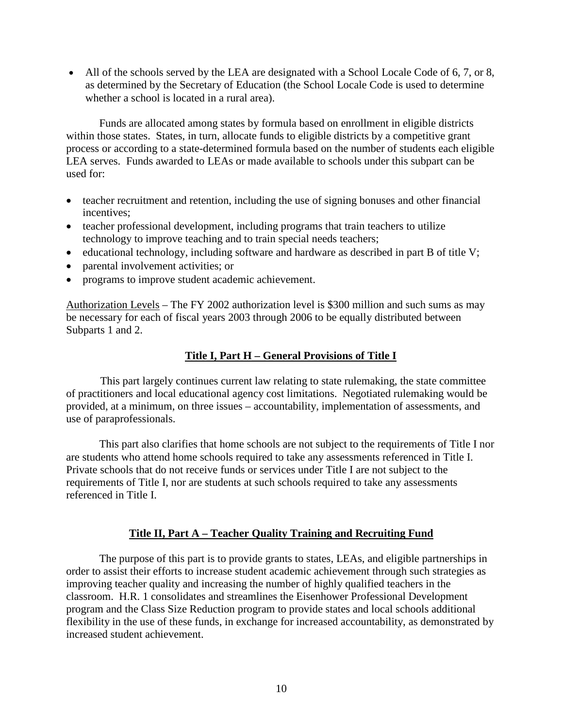- All of the schools served by the LEA are designated with a School Locale Code of 6, 7, or 8, as determined by the Secretary of Education (the School Locale Code is used to determine whether a school is located in a rural area).

Funds are allocated among states by formula based on enrollment in eligible districts within those states. States, in turn, allocate funds to eligible districts by a competitive grant process or according to a state-determined formula based on the number of students each eligible LEA serves. Funds awarded to LEAs or made available to schools under this subpart can be used for:

- teacher recruitment and retention, including the use of signing bonuses and other financial incentives;
- teacher professional development, including programs that train teachers to utilize technology to improve teaching and to train special needs teachers;
- educational technology, including software and hardware as described in part B of title V;
- parental involvement activities; or
- programs to improve student academic achievement.

Authorization Levels – The FY 2002 authorization level is $300 million and such sums as may be necessary for each of fiscal years 2003 through 2006 to be equally distributed between Subparts 1 and 2.

## Title I, Part H – General Provisions of Title I

This part largely continues current law relating to state rulemaking, the state committee of practitioners and local educational agency cost limitations. Negotiated rulemaking would be provided, at a minimum, on three issues – accountability, implementation of assessments, and use of paraprofessionals.

This part also clarifies that home schools are not subject to the requirements of Title I nor are students who attend home schools required to take any assessments referenced in Title I. Private schools that do not receive funds or services under Title I are not subject to the requirements of Title I, nor are students at such schools required to take any assessments referenced in Title I.

## Title II, Part A – Teacher Quality Training and Recruiting Fund

The purpose of this part is to provide grants to states, LEAs, and eligible partnerships in order to assist their efforts to increase student academic achievement through such strategies as improving teacher quality and increasing the number of highly qualified teachers in the classroom. H.R. 1 consolidates and streamlines the Eisenhower Professional Development program and the Class Size Reduction program to provide states and local schools additional flexibility in the use of these funds, in exchange for increased accountability, as demonstrated by increased student achievement.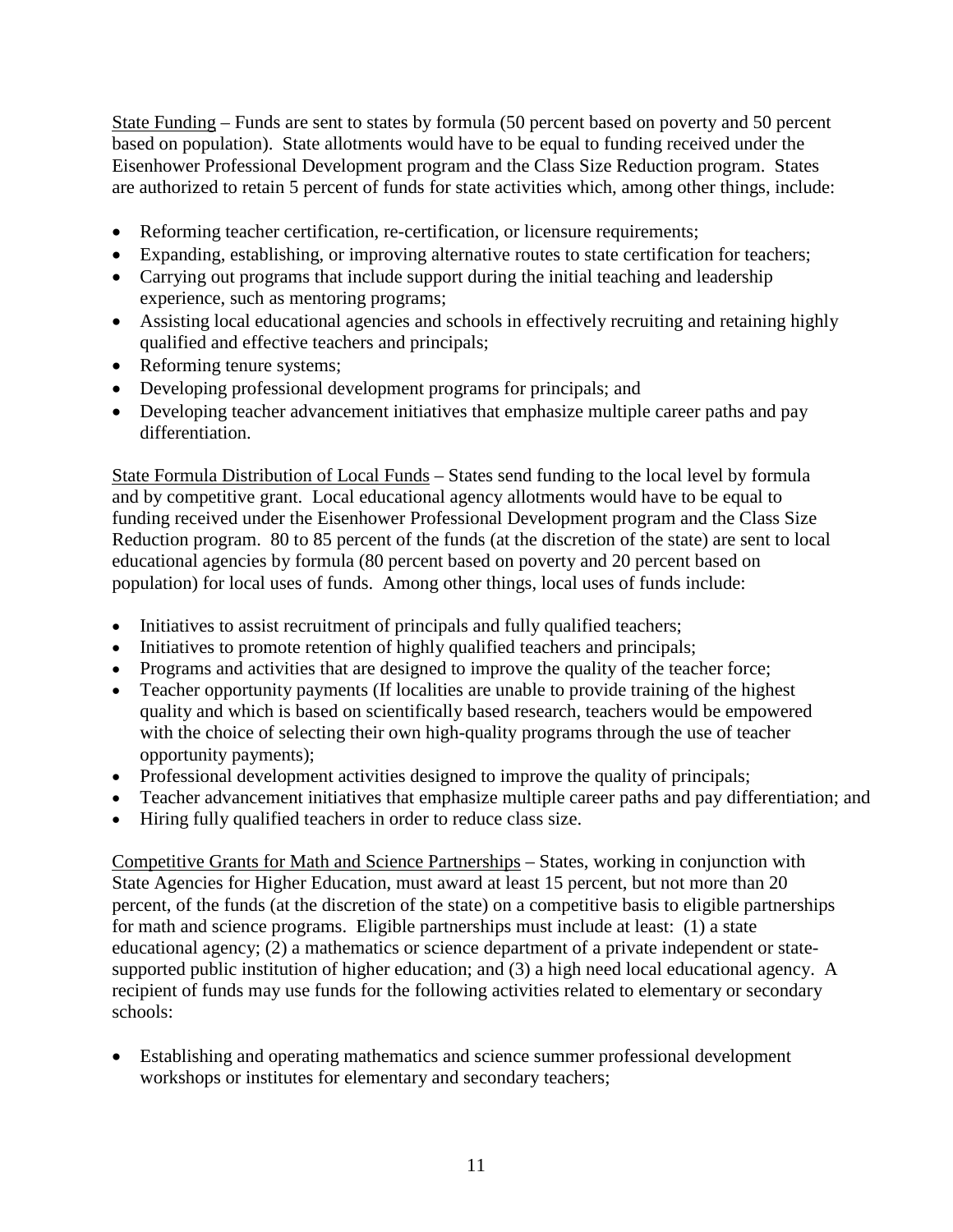<u>State Funding</u> – Funds are sent to states by formula (50 percent based on poverty and 50 percent based on population). State allotments would have to be equal to funding received under the Eisenhower Professional Development program and the Class Size Reduction program. States are authorized to retain 5 percent of funds for state activities which, among other things, include:

- Reforming teacher certification, re-certification, or licensure requirements;
- Expanding, establishing, or improving alternative routes to state certification for teachers;
- Carrying out programs that include support during the initial teaching and leadership experience, such as mentoring programs;
- Assisting local educational agencies and schools in effectively recruiting and retaining highly qualified and effective teachers and principals;
- Reforming tenure systems;
- Developing professional development programs for principals; and
- Developing teacher advancement initiatives that emphasize multiple career paths and pay differentiation.

<u>State Formula Distribution of Local Funds</u> – States send funding to the local level by formula and by competitive grant. Local educational agency allotments would have to be equal to funding received under the Eisenhower Professional Development program and the Class Size Reduction program. 80 to 85 percent of the funds (at the discretion of the state) are sent to local educational agencies by formula (80 percent based on poverty and 20 percent based on population) for local uses of funds. Among other things, local uses of funds include:

- Initiatives to assist recruitment of principals and fully qualified teachers;
- Initiatives to promote retention of highly qualified teachers and principals;
- Programs and activities that are designed to improve the quality of the teacher force;
- Teacher opportunity payments (If localities are unable to provide training of the highest quality and which is based on scientifically based research, teachers would be empowered with the choice of selecting their own high-quality programs through the use of teacher opportunity payments);
- Professional development activities designed to improve the quality of principals;
- Teacher advancement initiatives that emphasize multiple career paths and pay differentiation; and
- Hiring fully qualified teachers in order to reduce class size.

<u>Competitive Grants for Math and Science Partnerships</u> – States, working in conjunction with State Agencies for Higher Education, must award at least 15 percent, but not more than 20 percent, of the funds (at the discretion of the state) on a competitive basis to eligible partnerships for math and science programs. Eligible partnerships must include at least: (1) a state educational agency; (2) a mathematics or science department of a private independent or state-supported public institution of higher education; and (3) a high need local educational agency. A recipient of funds may use funds for the following activities related to elementary or secondary schools:

- Establishing and operating mathematics and science summer professional development workshops or institutes for elementary and secondary teachers;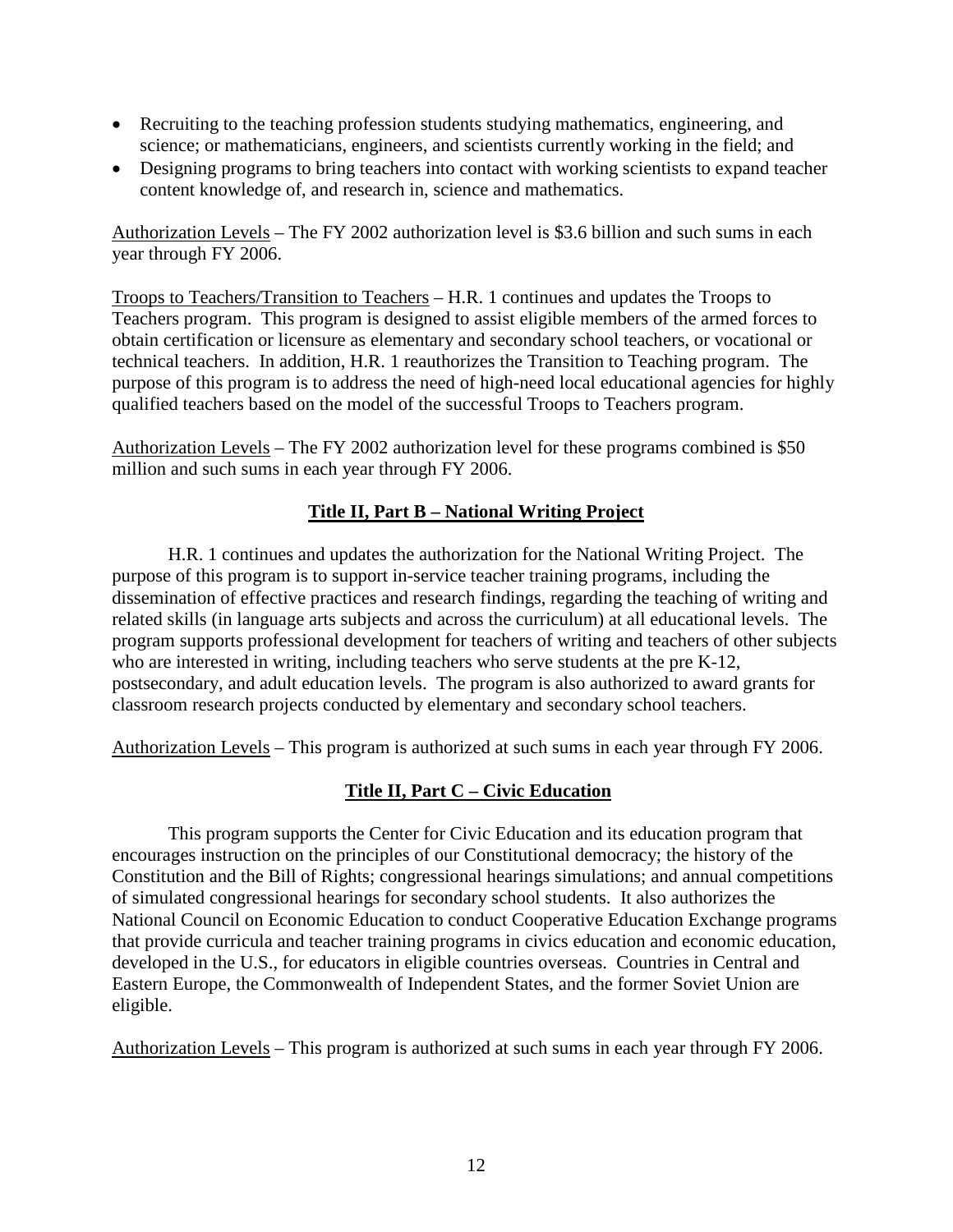- Recruiting to the teaching profession students studying mathematics, engineering, and science; or mathematicians, engineers, and scientists currently working in the field; and
- Designing programs to bring teachers into contact with working scientists to expand teacher content knowledge of, and research in, science and mathematics.

Authorization Levels – The FY 2002 authorization level is $3.6 billion and such sums in each year through FY 2006.

Troops to Teachers/Transition to Teachers – H.R. 1 continues and updates the Troops to Teachers program. This program is designed to assist eligible members of the armed forces to obtain certification or licensure as elementary and secondary school teachers, or vocational or technical teachers. In addition, H.R. 1 reauthorizes the Transition to Teaching program. The purpose of this program is to address the need of high-need local educational agencies for highly qualified teachers based on the model of the successful Troops to Teachers program.

Authorization Levels – The FY 2002 authorization level for these programs combined is $50 million and such sums in each year through FY 2006.

## Title II, Part B – National Writing Project

H.R. 1 continues and updates the authorization for the National Writing Project. The purpose of this program is to support in-service teacher training programs, including the dissemination of effective practices and research findings, regarding the teaching of writing and related skills (in language arts subjects and across the curriculum) at all educational levels. The program supports professional development for teachers of writing and teachers of other subjects who are interested in writing, including teachers who serve students at the pre K-12, postsecondary, and adult education levels. The program is also authorized to award grants for classroom research projects conducted by elementary and secondary school teachers.

Authorization Levels – This program is authorized at such sums in each year through FY 2006.

## Title II, Part C – Civic Education

This program supports the Center for Civic Education and its education program that encourages instruction on the principles of our Constitutional democracy; the history of the Constitution and the Bill of Rights; congressional hearings simulations; and annual competitions of simulated congressional hearings for secondary school students. It also authorizes the National Council on Economic Education to conduct Cooperative Education Exchange programs that provide curricula and teacher training programs in civics education and economic education, developed in the U.S., for educators in eligible countries overseas. Countries in Central and Eastern Europe, the Commonwealth of Independent States, and the former Soviet Union are eligible.

Authorization Levels – This program is authorized at such sums in each year through FY 2006.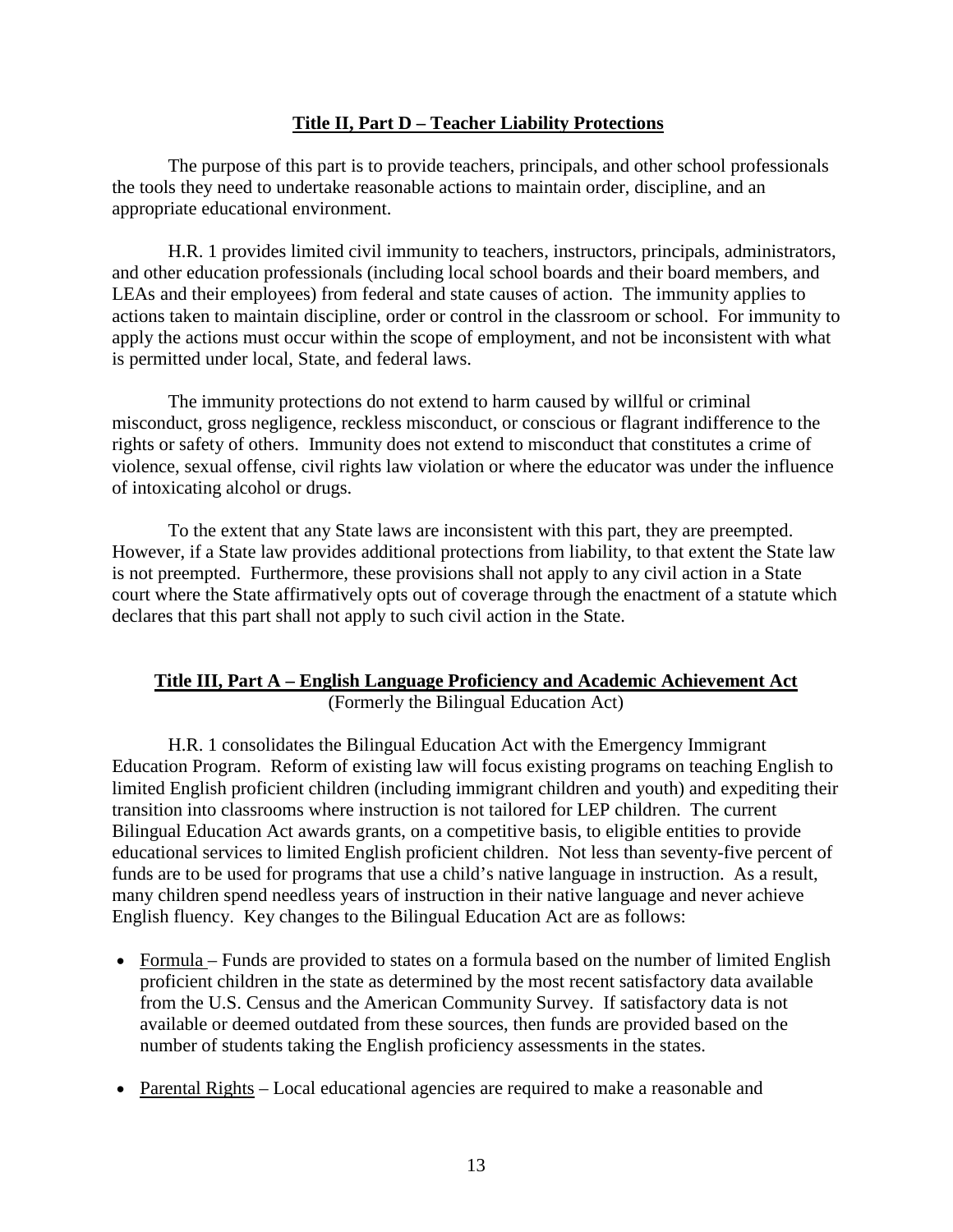## Title II, Part D – Teacher Liability Protections

The purpose of this part is to provide teachers, principals, and other school professionals the tools they need to undertake reasonable actions to maintain order, discipline, and an appropriate educational environment.

H.R. 1 provides limited civil immunity to teachers, instructors, principals, administrators, and other education professionals (including local school boards and their board members, and LEAs and their employees) from federal and state causes of action. The immunity applies to actions taken to maintain discipline, order or control in the classroom or school. For immunity to apply the actions must occur within the scope of employment, and not be inconsistent with what is permitted under local, State, and federal laws.

The immunity protections do not extend to harm caused by willful or criminal misconduct, gross negligence, reckless misconduct, or conscious or flagrant indifference to the rights or safety of others. Immunity does not extend to misconduct that constitutes a crime of violence, sexual offense, civil rights law violation or where the educator was under the influence of intoxicating alcohol or drugs.

To the extent that any State laws are inconsistent with this part, they are preempted. However, if a State law provides additional protections from liability, to that extent the State law is not preempted. Furthermore, these provisions shall not apply to any civil action in a State court where the State affirmatively opts out of coverage through the enactment of a statute which declares that this part shall not apply to such civil action in the State.

## Title III, Part A – English Language Proficiency and Academic Achievement Act

(Formerly the Bilingual Education Act)

H.R. 1 consolidates the Bilingual Education Act with the Emergency Immigrant Education Program. Reform of existing law will focus existing programs on teaching English to limited English proficient children (including immigrant children and youth) and expediting their transition into classrooms where instruction is not tailored for LEP children. The current Bilingual Education Act awards grants, on a competitive basis, to eligible entities to provide educational services to limited English proficient children. Not less than seventy-five percent of funds are to be used for programs that use a child's native language in instruction. As a result, many children spend needless years of instruction in their native language and never achieve English fluency. Key changes to the Bilingual Education Act are as follows:

- Formula – Funds are provided to states on a formula based on the number of limited English proficient children in the state as determined by the most recent satisfactory data available from the U.S. Census and the American Community Survey. If satisfactory data is not available or deemed outdated from these sources, then funds are provided based on the number of students taking the English proficiency assessments in the states.
- Parental Rights – Local educational agencies are required to make a reasonable and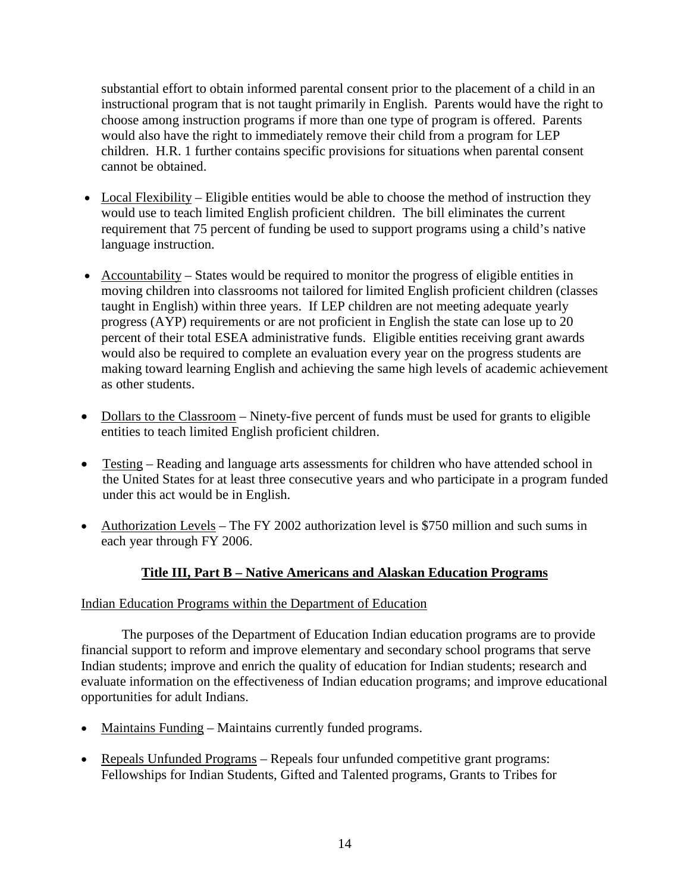substantial effort to obtain informed parental consent prior to the placement of a child in an instructional program that is not taught primarily in English. Parents would have the right to choose among instruction programs if more than one type of program is offered. Parents would also have the right to immediately remove their child from a program for LEP children. H.R. 1 further contains specific provisions for situations when parental consent cannot be obtained.

- Local Flexibility – Eligible entities would be able to choose the method of instruction they would use to teach limited English proficient children. The bill eliminates the current requirement that 75 percent of funding be used to support programs using a child's native language instruction.

- Accountability – States would be required to monitor the progress of eligible entities in moving children into classrooms not tailored for limited English proficient children (classes taught in English) within three years. If LEP children are not meeting adequate yearly progress (AYP) requirements or are not proficient in English the state can lose up to 20 percent of their total ESEA administrative funds. Eligible entities receiving grant awards would also be required to complete an evaluation every year on the progress students are making toward learning English and achieving the same high levels of academic achievement as other students.

- Dollars to the Classroom – Ninety-five percent of funds must be used for grants to eligible entities to teach limited English proficient children.

- Testing – Reading and language arts assessments for children who have attended school in the United States for at least three consecutive years and who participate in a program funded under this act would be in English.

- Authorization Levels – The FY 2002 authorization level is $750 million and such sums in each year through FY 2006.

## Title III, Part B – Native Americans and Alaskan Education Programs

Indian Education Programs within the Department of Education

The purposes of the Department of Education Indian education programs are to provide financial support to reform and improve elementary and secondary school programs that serve Indian students; improve and enrich the quality of education for Indian students; research and evaluate information on the effectiveness of Indian education programs; and improve educational opportunities for adult Indians.

- Maintains Funding – Maintains currently funded programs.

- Repeals Unfunded Programs – Repeals four unfunded competitive grant programs: Fellowships for Indian Students, Gifted and Talented programs, Grants to Tribes for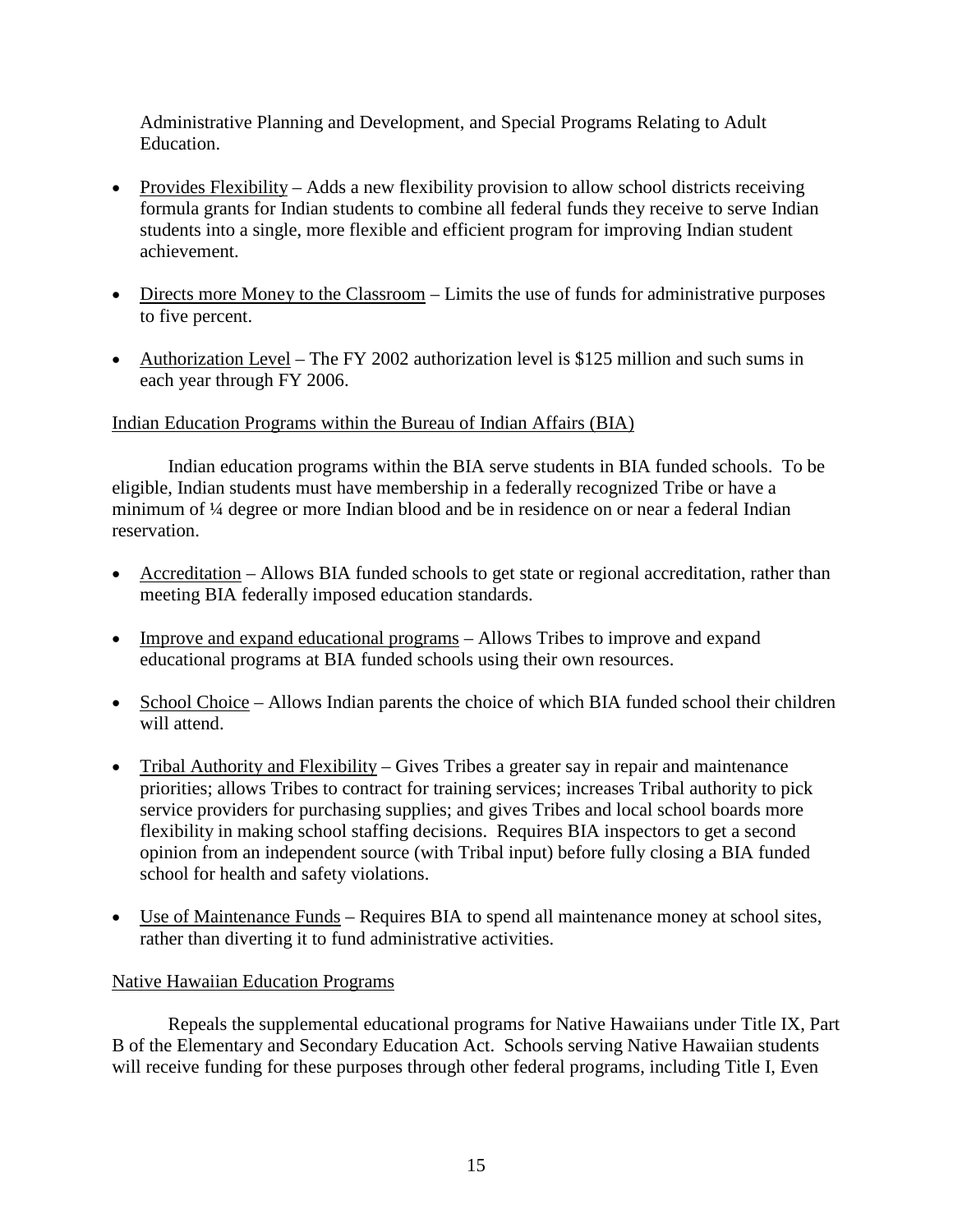Administrative Planning and Development, and Special Programs Relating to Adult Education.

- Provides Flexibility – Adds a new flexibility provision to allow school districts receiving formula grants for Indian students to combine all federal funds they receive to serve Indian students into a single, more flexible and efficient program for improving Indian student achievement.

- Directs more Money to the Classroom – Limits the use of funds for administrative purposes to five percent.

- Authorization Level – The FY 2002 authorization level is $125 million and such sums in each year through FY 2006.

Indian Education Programs within the Bureau of Indian Affairs (BIA)

Indian education programs within the BIA serve students in BIA funded schools. To be eligible, Indian students must have membership in a federally recognized Tribe or have a minimum of ¼ degree or more Indian blood and be in residence on or near a federal Indian reservation.

- Accreditation – Allows BIA funded schools to get state or regional accreditation, rather than meeting BIA federally imposed education standards.

- Improve and expand educational programs – Allows Tribes to improve and expand educational programs at BIA funded schools using their own resources.

- School Choice – Allows Indian parents the choice of which BIA funded school their children will attend.

- Tribal Authority and Flexibility – Gives Tribes a greater say in repair and maintenance priorities; allows Tribes to contract for training services; increases Tribal authority to pick service providers for purchasing supplies; and gives Tribes and local school boards more flexibility in making school staffing decisions. Requires BIA inspectors to get a second opinion from an independent source (with Tribal input) before fully closing a BIA funded school for health and safety violations.

- Use of Maintenance Funds – Requires BIA to spend all maintenance money at school sites, rather than diverting it to fund administrative activities.

Native Hawaiian Education Programs

Repeals the supplemental educational programs for Native Hawaiians under Title IX, Part B of the Elementary and Secondary Education Act. Schools serving Native Hawaiian students will receive funding for these purposes through other federal programs, including Title I, Even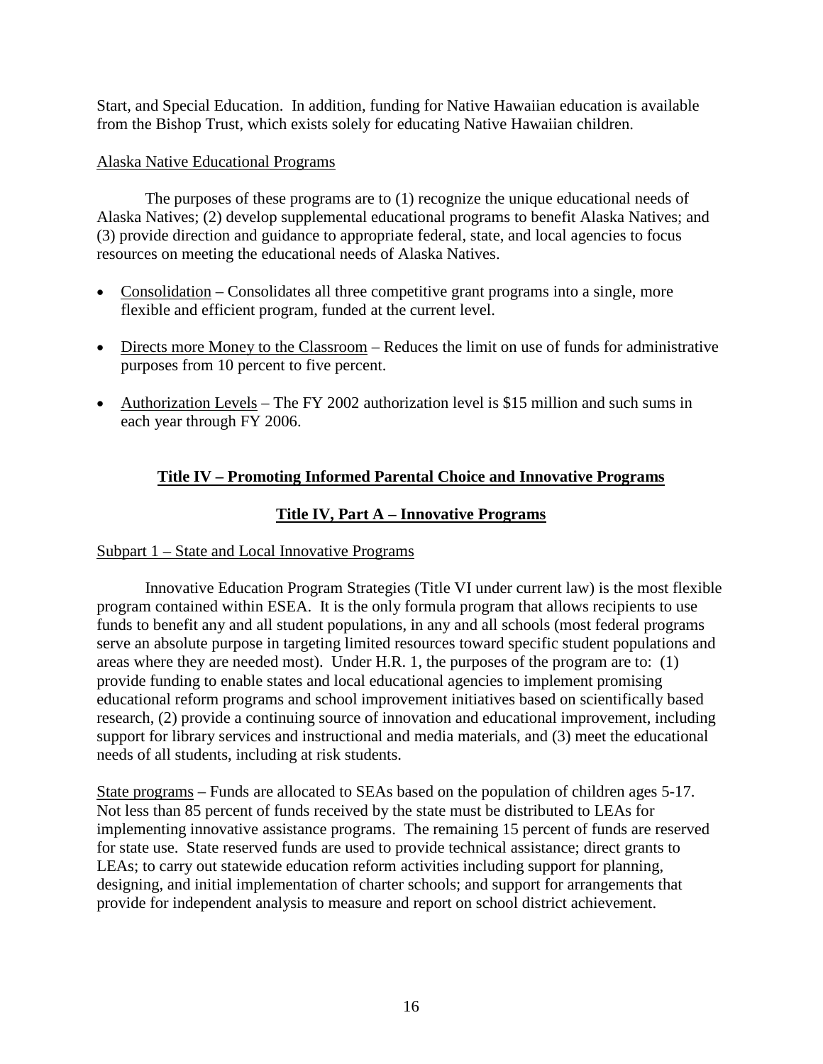Start, and Special Education. In addition, funding for Native Hawaiian education is available from the Bishop Trust, which exists solely for educating Native Hawaiian children.

Alaska Native Educational Programs

The purposes of these programs are to (1) recognize the unique educational needs of Alaska Natives; (2) develop supplemental educational programs to benefit Alaska Natives; and (3) provide direction and guidance to appropriate federal, state, and local agencies to focus resources on meeting the educational needs of Alaska Natives.

- Consolidation – Consolidates all three competitive grant programs into a single, more flexible and efficient program, funded at the current level.
- Directs more Money to the Classroom – Reduces the limit on use of funds for administrative purposes from 10 percent to five percent.
- Authorization Levels – The FY 2002 authorization level is $15 million and such sums in each year through FY 2006.

## Title IV – Promoting Informed Parental Choice and Innovative Programs

### Title IV, Part A – Innovative Programs

Subpart 1 – State and Local Innovative Programs

Innovative Education Program Strategies (Title VI under current law) is the most flexible program contained within ESEA. It is the only formula program that allows recipients to use funds to benefit any and all student populations, in any and all schools (most federal programs serve an absolute purpose in targeting limited resources toward specific student populations and areas where they are needed most). Under H.R. 1, the purposes of the program are to: (1) provide funding to enable states and local educational agencies to implement promising educational reform programs and school improvement initiatives based on scientifically based research, (2) provide a continuing source of innovation and educational improvement, including support for library services and instructional and media materials, and (3) meet the educational needs of all students, including at risk students.

State programs – Funds are allocated to SEAs based on the population of children ages 5-17. Not less than 85 percent of funds received by the state must be distributed to LEAs for implementing innovative assistance programs. The remaining 15 percent of funds are reserved for state use. State reserved funds are used to provide technical assistance; direct grants to LEAs; to carry out statewide education reform activities including support for planning, designing, and initial implementation of charter schools; and support for arrangements that provide for independent analysis to measure and report on school district achievement.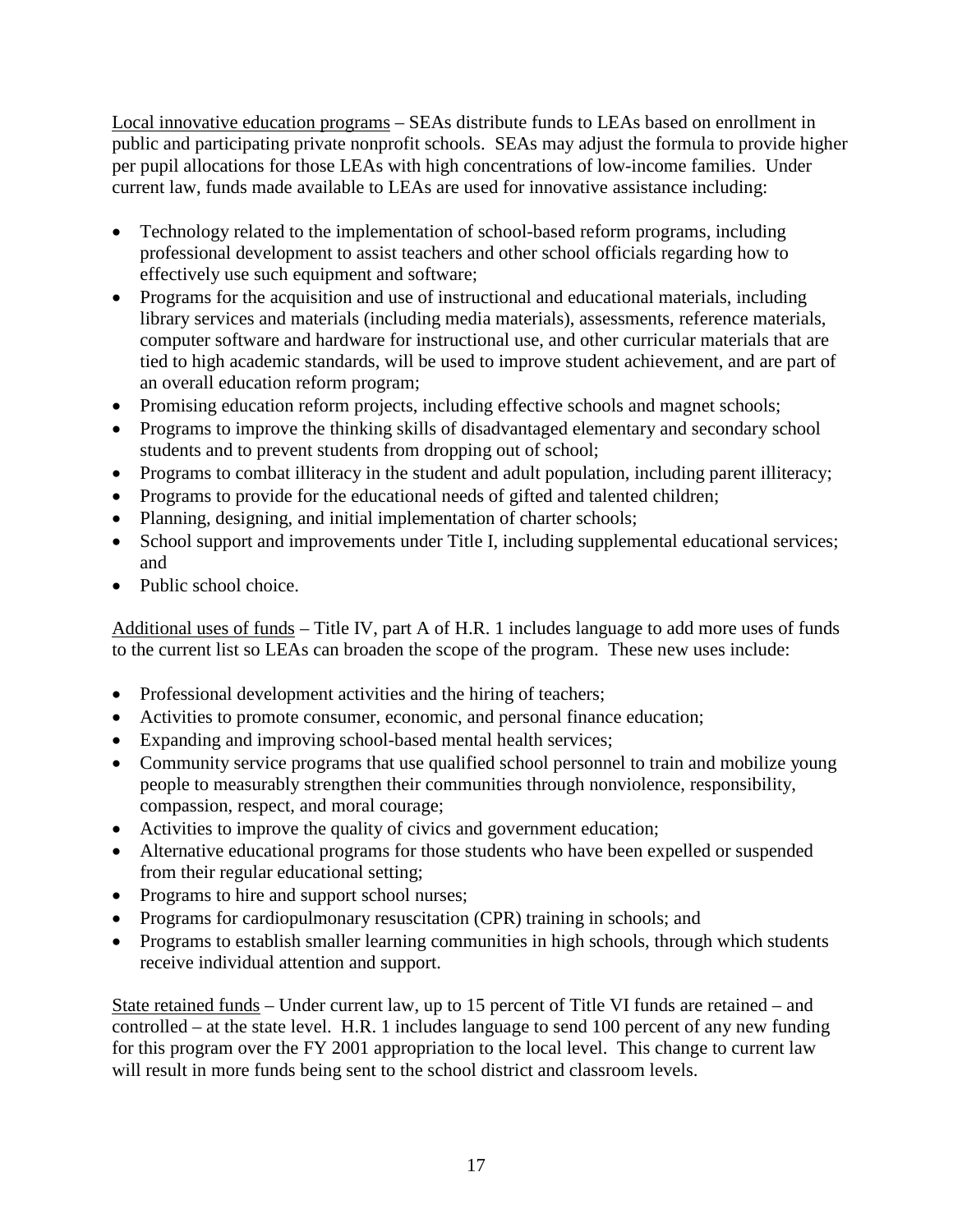Local innovative education programs – SEAs distribute funds to LEAs based on enrollment in public and participating private nonprofit schools. SEAs may adjust the formula to provide higher per pupil allocations for those LEAs with high concentrations of low-income families. Under current law, funds made available to LEAs are used for innovative assistance including:

- Technology related to the implementation of school-based reform programs, including professional development to assist teachers and other school officials regarding how to effectively use such equipment and software;
- Programs for the acquisition and use of instructional and educational materials, including library services and materials (including media materials), assessments, reference materials, computer software and hardware for instructional use, and other curricular materials that are tied to high academic standards, will be used to improve student achievement, and are part of an overall education reform program;
- Promising education reform projects, including effective schools and magnet schools;
- Programs to improve the thinking skills of disadvantaged elementary and secondary school students and to prevent students from dropping out of school;
- Programs to combat illiteracy in the student and adult population, including parent illiteracy;
- Programs to provide for the educational needs of gifted and talented children;
- Planning, designing, and initial implementation of charter schools;
- School support and improvements under Title I, including supplemental educational services; and
- Public school choice.

Additional uses of funds – Title IV, part A of H.R. 1 includes language to add more uses of funds to the current list so LEAs can broaden the scope of the program. These new uses include:

- Professional development activities and the hiring of teachers;
- Activities to promote consumer, economic, and personal finance education;
- Expanding and improving school-based mental health services;
- Community service programs that use qualified school personnel to train and mobilize young people to measurably strengthen their communities through nonviolence, responsibility, compassion, respect, and moral courage;
- Activities to improve the quality of civics and government education;
- Alternative educational programs for those students who have been expelled or suspended from their regular educational setting;
- Programs to hire and support school nurses;
- Programs for cardiopulmonary resuscitation (CPR) training in schools; and
- Programs to establish smaller learning communities in high schools, through which students receive individual attention and support.

State retained funds – Under current law, up to 15 percent of Title VI funds are retained – and controlled – at the state level. H.R. 1 includes language to send 100 percent of any new funding for this program over the FY 2001 appropriation to the local level. This change to current law will result in more funds being sent to the school district and classroom levels.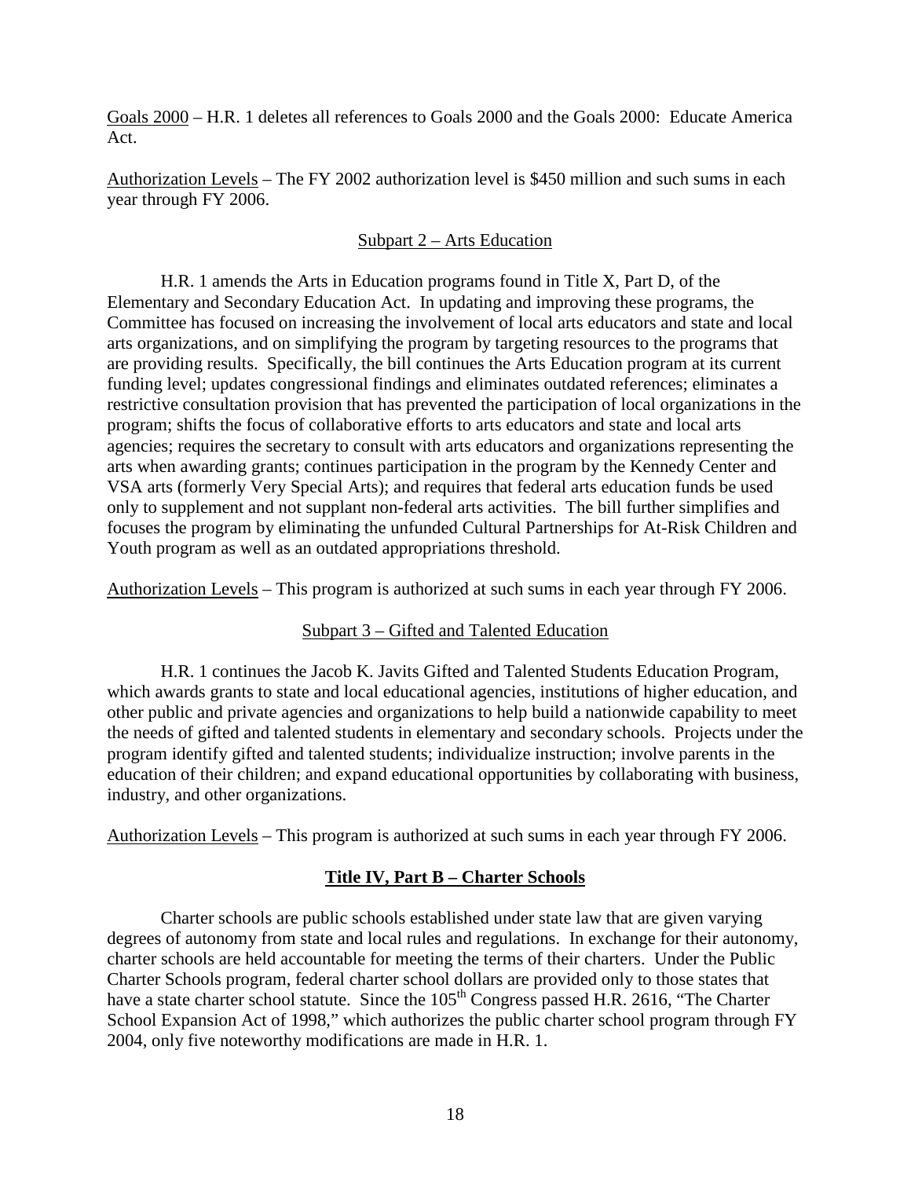Goals 2000 – H.R. 1 deletes all references to Goals 2000 and the Goals 2000: Educate America Act.

Authorization Levels – The FY 2002 authorization level is \$450 million and such sums in each year through FY 2006.

### Subpart 2 – Arts Education

H.R. 1 amends the Arts in Education programs found in Title X, Part D, of the Elementary and Secondary Education Act. In updating and improving these programs, the Committee has focused on increasing the involvement of local arts educators and state and local arts organizations, and on simplifying the program by targeting resources to the programs that are providing results. Specifically, the bill continues the Arts Education program at its current funding level; updates congressional findings and eliminates outdated references; eliminates a restrictive consultation provision that has prevented the participation of local organizations in the program; shifts the focus of collaborative efforts to arts educators and state and local arts agencies; requires the secretary to consult with arts educators and organizations representing the arts when awarding grants; continues participation in the program by the Kennedy Center and VSA arts (formerly Very Special Arts); and requires that federal arts education funds be used only to supplement and not supplant non-federal arts activities. The bill further simplifies and focuses the program by eliminating the unfunded Cultural Partnerships for At-Risk Children and Youth program as well as an outdated appropriations threshold.

Authorization Levels – This program is authorized at such sums in each year through FY 2006.

### Subpart 3 – Gifted and Talented Education

H.R. 1 continues the Jacob K. Javits Gifted and Talented Students Education Program, which awards grants to state and local educational agencies, institutions of higher education, and other public and private agencies and organizations to help build a nationwide capability to meet the needs of gifted and talented students in elementary and secondary schools. Projects under the program identify gifted and talented students; individualize instruction; involve parents in the education of their children; and expand educational opportunities by collaborating with business, industry, and other organizations.

Authorization Levels – This program is authorized at such sums in each year through FY 2006.

## Title IV, Part B – Charter Schools

Charter schools are public schools established under state law that are given varying degrees of autonomy from state and local rules and regulations. In exchange for their autonomy, charter schools are held accountable for meeting the terms of their charters. Under the Public Charter Schools program, federal charter school dollars are provided only to those states that have a state charter school statute. Since the 105th Congress passed H.R. 2616, "The Charter School Expansion Act of 1998," which authorizes the public charter school program through FY 2004, only five noteworthy modifications are made in H.R. 1.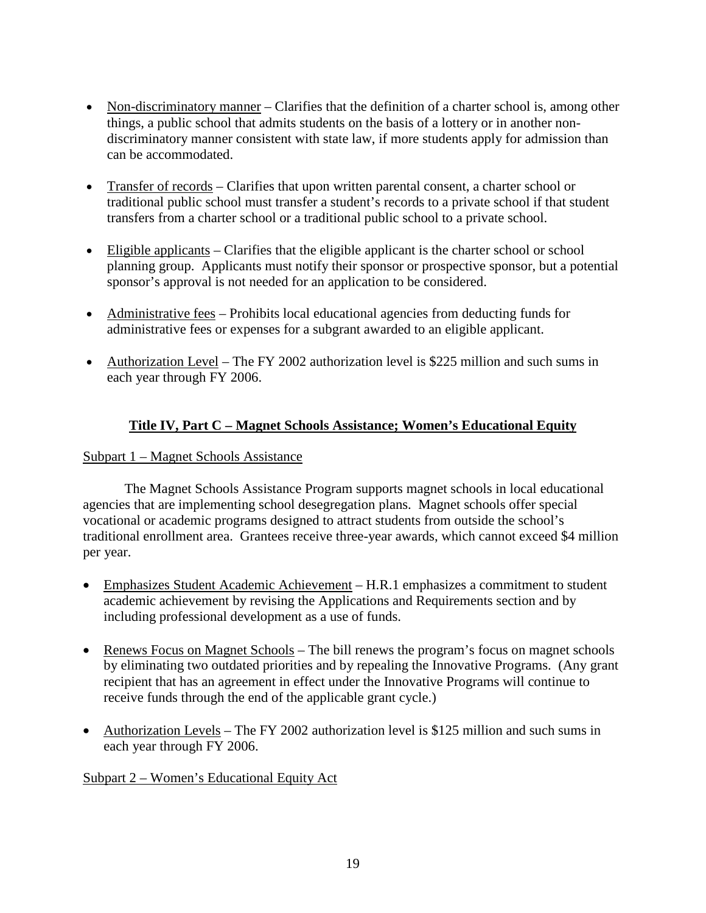- Non-discriminatory manner – Clarifies that the definition of a charter school is, among other things, a public school that admits students on the basis of a lottery or in another non-discriminatory manner consistent with state law, if more students apply for admission than can be accommodated.

- Transfer of records – Clarifies that upon written parental consent, a charter school or traditional public school must transfer a student's records to a private school if that student transfers from a charter school or a traditional public school to a private school.

- Eligible applicants – Clarifies that the eligible applicant is the charter school or school planning group. Applicants must notify their sponsor or prospective sponsor, but a potential sponsor's approval is not needed for an application to be considered.

- Administrative fees – Prohibits local educational agencies from deducting funds for administrative fees or expenses for a subgrant awarded to an eligible applicant.

- Authorization Level – The FY 2002 authorization level is $225 million and such sums in each year through FY 2006.

## Title IV, Part C – Magnet Schools Assistance; Women's Educational Equity

Subpart 1 – Magnet Schools Assistance

The Magnet Schools Assistance Program supports magnet schools in local educational agencies that are implementing school desegregation plans. Magnet schools offer special vocational or academic programs designed to attract students from outside the school's traditional enrollment area. Grantees receive three-year awards, which cannot exceed $4 million per year.

- Emphasizes Student Academic Achievement – H.R.1 emphasizes a commitment to student academic achievement by revising the Applications and Requirements section and by including professional development as a use of funds.

- Renews Focus on Magnet Schools – The bill renews the program's focus on magnet schools by eliminating two outdated priorities and by repealing the Innovative Programs. (Any grant recipient that has an agreement in effect under the Innovative Programs will continue to receive funds through the end of the applicable grant cycle.)

- Authorization Levels – The FY 2002 authorization level is $125 million and such sums in each year through FY 2006.

Subpart 2 – Women's Educational Equity Act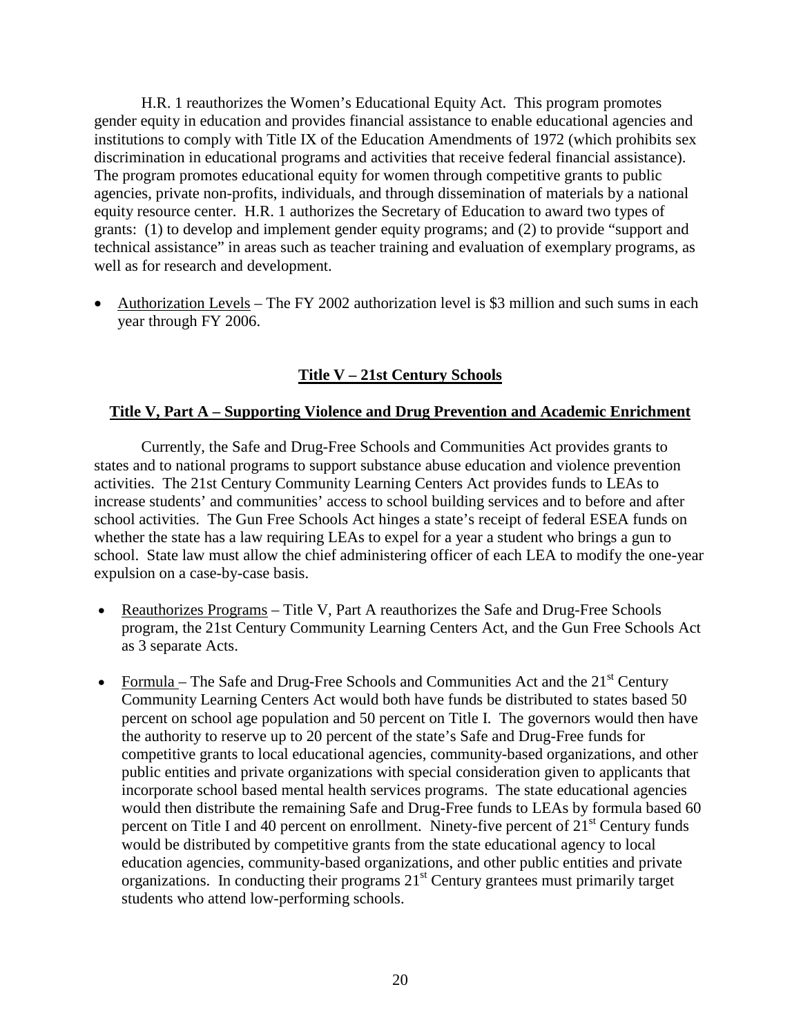H.R. 1 reauthorizes the Women's Educational Equity Act. This program promotes gender equity in education and provides financial assistance to enable educational agencies and institutions to comply with Title IX of the Education Amendments of 1972 (which prohibits sex discrimination in educational programs and activities that receive federal financial assistance). The program promotes educational equity for women through competitive grants to public agencies, private non-profits, individuals, and through dissemination of materials by a national equity resource center. H.R. 1 authorizes the Secretary of Education to award two types of grants: (1) to develop and implement gender equity programs; and (2) to provide "support and technical assistance" in areas such as teacher training and evaluation of exemplary programs, as well as for research and development.

- Authorization Levels – The FY 2002 authorization level is $3 million and such sums in each year through FY 2006.

## Title V – 21st Century Schools

### Title V, Part A – Supporting Violence and Drug Prevention and Academic Enrichment

Currently, the Safe and Drug-Free Schools and Communities Act provides grants to states and to national programs to support substance abuse education and violence prevention activities. The 21st Century Community Learning Centers Act provides funds to LEAs to increase students' and communities' access to school building services and to before and after school activities. The Gun Free Schools Act hinges a state's receipt of federal ESEA funds on whether the state has a law requiring LEAs to expel for a year a student who brings a gun to school. State law must allow the chief administering officer of each LEA to modify the one-year expulsion on a case-by-case basis.

- Reauthorizes Programs – Title V, Part A reauthorizes the Safe and Drug-Free Schools program, the 21st Century Community Learning Centers Act, and the Gun Free Schools Act as 3 separate Acts.

- Formula – The Safe and Drug-Free Schools and Communities Act and the 21st Century Community Learning Centers Act would both have funds be distributed to states based 50 percent on school age population and 50 percent on Title I. The governors would then have the authority to reserve up to 20 percent of the state's Safe and Drug-Free funds for competitive grants to local educational agencies, community-based organizations, and other public entities and private organizations with special consideration given to applicants that incorporate school based mental health services programs. The state educational agencies would then distribute the remaining Safe and Drug-Free funds to LEAs by formula based 60 percent on Title I and 40 percent on enrollment. Ninety-five percent of 21st Century funds would be distributed by competitive grants from the state educational agency to local education agencies, community-based organizations, and other public entities and private organizations. In conducting their programs 21st Century grantees must primarily target students who attend low-performing schools.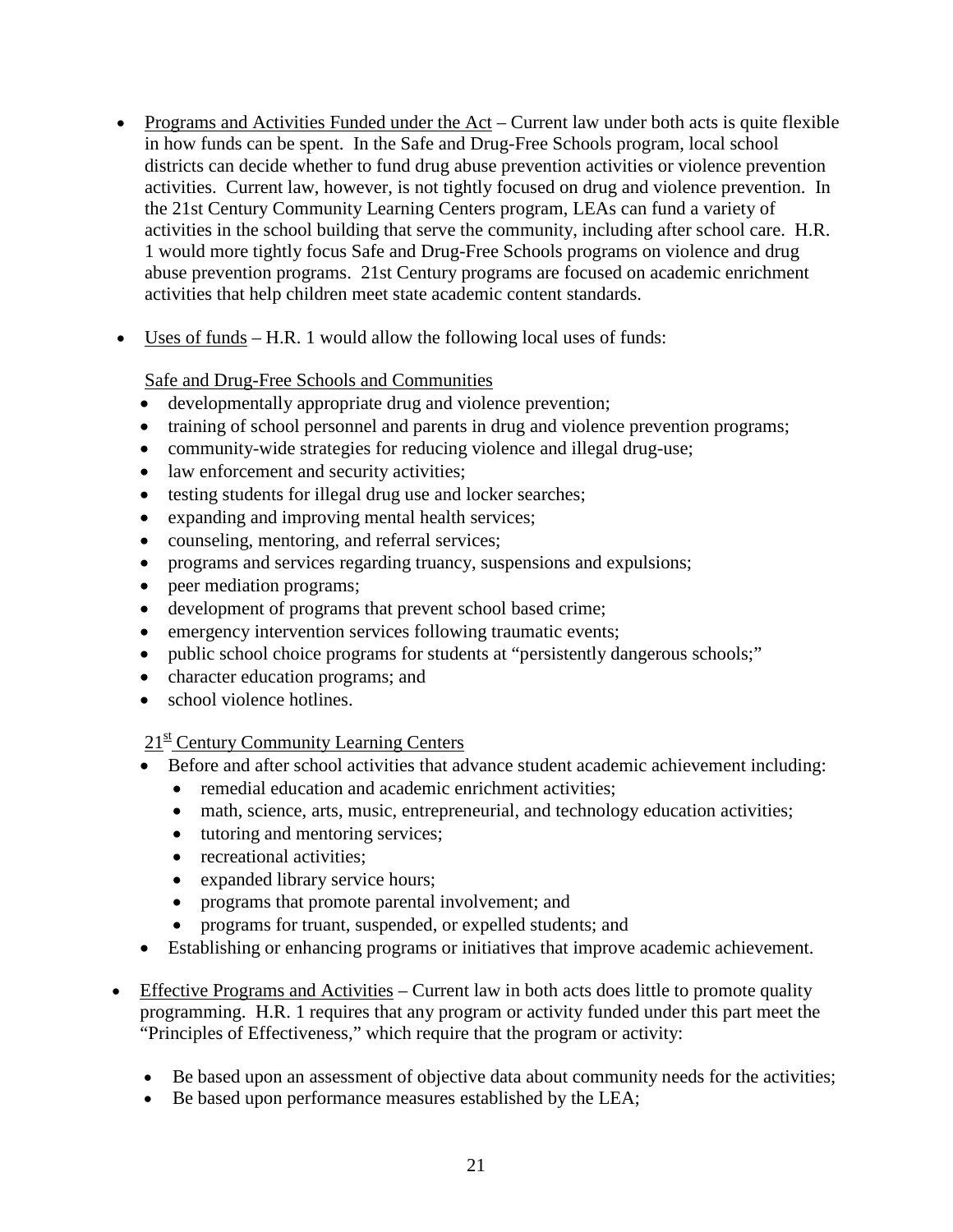- Programs and Activities Funded under the Act – Current law under both acts is quite flexible in how funds can be spent. In the Safe and Drug-Free Schools program, local school districts can decide whether to fund drug abuse prevention activities or violence prevention activities. Current law, however, is not tightly focused on drug and violence prevention. In the 21st Century Community Learning Centers program, LEAs can fund a variety of activities in the school building that serve the community, including after school care. H.R. 1 would more tightly focus Safe and Drug-Free Schools programs on violence and drug abuse prevention programs. 21st Century programs are focused on academic enrichment activities that help children meet state academic content standards.

- Uses of funds – H.R. 1 would allow the following local uses of funds:

  Safe and Drug-Free Schools and Communities
  - developmentally appropriate drug and violence prevention;
  - training of school personnel and parents in drug and violence prevention programs;
  - community-wide strategies for reducing violence and illegal drug-use;
  - law enforcement and security activities;
  - testing students for illegal drug use and locker searches;
  - expanding and improving mental health services;
  - counseling, mentoring, and referral services;
  - programs and services regarding truancy, suspensions and expulsions;
  - peer mediation programs;
  - development of programs that prevent school based crime;
  - emergency intervention services following traumatic events;
  - public school choice programs for students at "persistently dangerous schools;"
  - character education programs; and
  - school violence hotlines.

  21st Century Community Learning Centers
  - Before and after school activities that advance student academic achievement including:
    - remedial education and academic enrichment activities;
    - math, science, arts, music, entrepreneurial, and technology education activities;
    - tutoring and mentoring services;
    - recreational activities;
    - expanded library service hours;
    - programs that promote parental involvement; and
    - programs for truant, suspended, or expelled students; and
  - Establishing or enhancing programs or initiatives that improve academic achievement.

- Effective Programs and Activities – Current law in both acts does little to promote quality programming. H.R. 1 requires that any program or activity funded under this part meet the "Principles of Effectiveness," which require that the program or activity:

  - Be based upon an assessment of objective data about community needs for the activities;
  - Be based upon performance measures established by the LEA;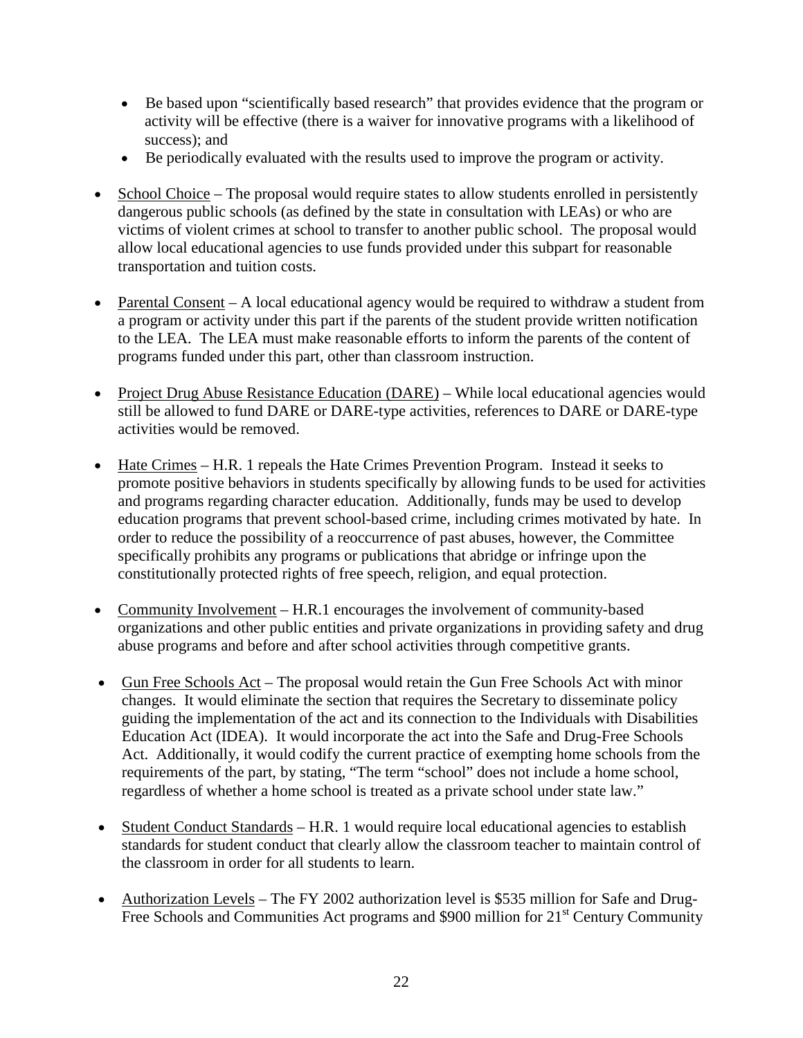- Be based upon "scientifically based research" that provides evidence that the program or activity will be effective (there is a waiver for innovative programs with a likelihood of success); and
  - Be periodically evaluated with the results used to improve the program or activity.

- <u>School Choice</u> – The proposal would require states to allow students enrolled in persistently dangerous public schools (as defined by the state in consultation with LEAs) or who are victims of violent crimes at school to transfer to another public school. The proposal would allow local educational agencies to use funds provided under this subpart for reasonable transportation and tuition costs.

- <u>Parental Consent</u> – A local educational agency would be required to withdraw a student from a program or activity under this part if the parents of the student provide written notification to the LEA. The LEA must make reasonable efforts to inform the parents of the content of programs funded under this part, other than classroom instruction.

- <u>Project Drug Abuse Resistance Education (DARE)</u> – While local educational agencies would still be allowed to fund DARE or DARE-type activities, references to DARE or DARE-type activities would be removed.

- <u>Hate Crimes</u> – H.R. 1 repeals the Hate Crimes Prevention Program. Instead it seeks to promote positive behaviors in students specifically by allowing funds to be used for activities and programs regarding character education. Additionally, funds may be used to develop education programs that prevent school-based crime, including crimes motivated by hate. In order to reduce the possibility of a reoccurrence of past abuses, however, the Committee specifically prohibits any programs or publications that abridge or infringe upon the constitutionally protected rights of free speech, religion, and equal protection.

- <u>Community Involvement</u> – H.R.1 encourages the involvement of community-based organizations and other public entities and private organizations in providing safety and drug abuse programs and before and after school activities through competitive grants.

- <u>Gun Free Schools Act</u> – The proposal would retain the Gun Free Schools Act with minor changes. It would eliminate the section that requires the Secretary to disseminate policy guiding the implementation of the act and its connection to the Individuals with Disabilities Education Act (IDEA). It would incorporate the act into the Safe and Drug-Free Schools Act. Additionally, it would codify the current practice of exempting home schools from the requirements of the part, by stating, "The term "school" does not include a home school, regardless of whether a home school is treated as a private school under state law."

- <u>Student Conduct Standards</u> – H.R. 1 would require local educational agencies to establish standards for student conduct that clearly allow the classroom teacher to maintain control of the classroom in order for all students to learn.

- <u>Authorization Levels</u> – The FY 2002 authorization level is \$535 million for Safe and Drug-Free Schools and Communities Act programs and \$900 million for 21st Century Community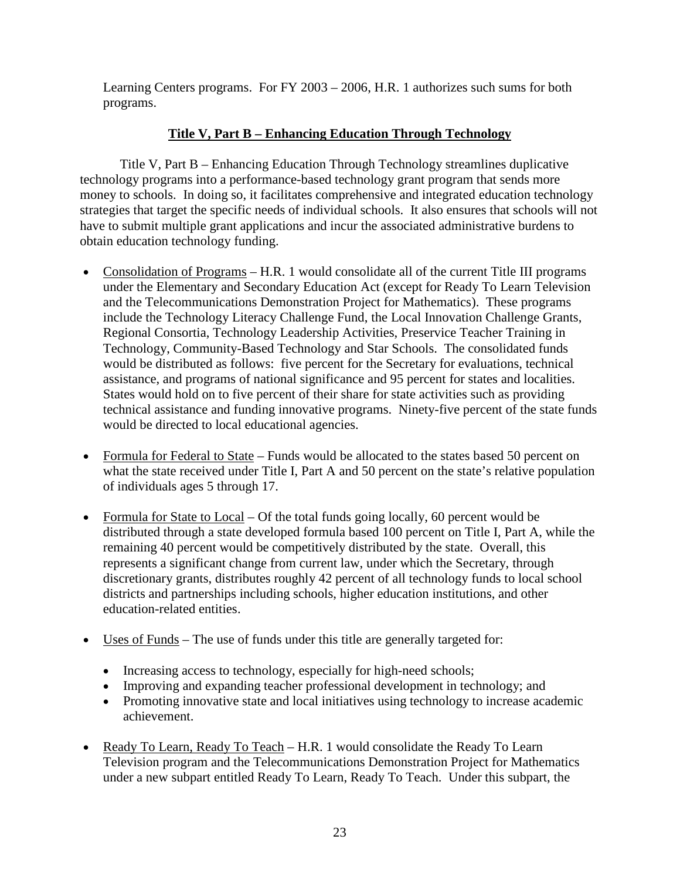Learning Centers programs. For FY 2003 – 2006, H.R. 1 authorizes such sums for both programs.

## Title V, Part B – Enhancing Education Through Technology

Title V, Part B – Enhancing Education Through Technology streamlines duplicative technology programs into a performance-based technology grant program that sends more money to schools. In doing so, it facilitates comprehensive and integrated education technology strategies that target the specific needs of individual schools. It also ensures that schools will not have to submit multiple grant applications and incur the associated administrative burdens to obtain education technology funding.

- Consolidation of Programs – H.R. 1 would consolidate all of the current Title III programs under the Elementary and Secondary Education Act (except for Ready To Learn Television and the Telecommunications Demonstration Project for Mathematics). These programs include the Technology Literacy Challenge Fund, the Local Innovation Challenge Grants, Regional Consortia, Technology Leadership Activities, Preservice Teacher Training in Technology, Community-Based Technology and Star Schools. The consolidated funds would be distributed as follows: five percent for the Secretary for evaluations, technical assistance, and programs of national significance and 95 percent for states and localities. States would hold on to five percent of their share for state activities such as providing technical assistance and funding innovative programs. Ninety-five percent of the state funds would be directed to local educational agencies.

- Formula for Federal to State – Funds would be allocated to the states based 50 percent on what the state received under Title I, Part A and 50 percent on the state's relative population of individuals ages 5 through 17.

- Formula for State to Local – Of the total funds going locally, 60 percent would be distributed through a state developed formula based 100 percent on Title I, Part A, while the remaining 40 percent would be competitively distributed by the state. Overall, this represents a significant change from current law, under which the Secretary, through discretionary grants, distributes roughly 42 percent of all technology funds to local school districts and partnerships including schools, higher education institutions, and other education-related entities.

- Uses of Funds – The use of funds under this title are generally targeted for:
  - Increasing access to technology, especially for high-need schools;
  - Improving and expanding teacher professional development in technology; and
  - Promoting innovative state and local initiatives using technology to increase academic achievement.

- Ready To Learn, Ready To Teach – H.R. 1 would consolidate the Ready To Learn Television program and the Telecommunications Demonstration Project for Mathematics under a new subpart entitled Ready To Learn, Ready To Teach. Under this subpart, the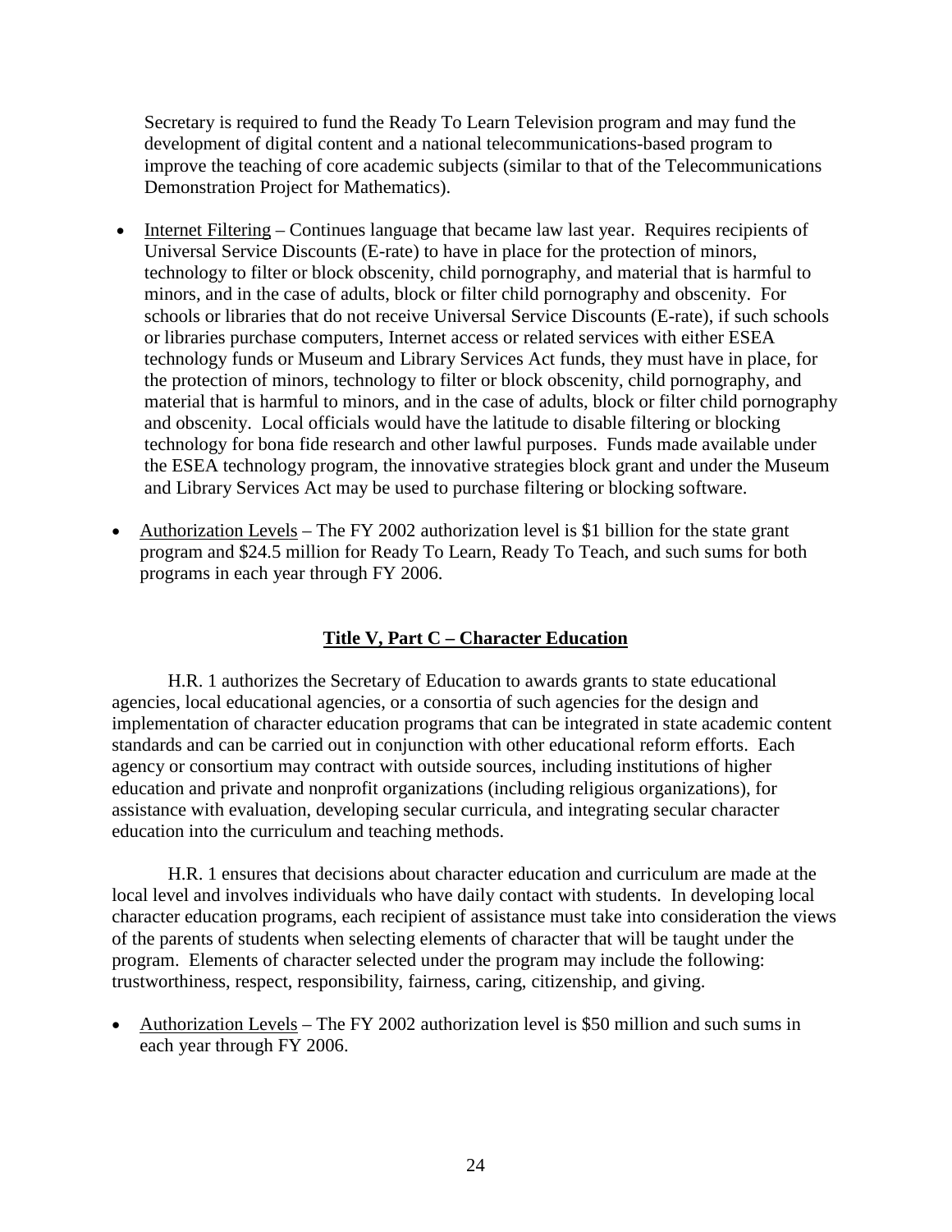Secretary is required to fund the Ready To Learn Television program and may fund the development of digital content and a national telecommunications-based program to improve the teaching of core academic subjects (similar to that of the Telecommunications Demonstration Project for Mathematics).

- Internet Filtering – Continues language that became law last year. Requires recipients of Universal Service Discounts (E-rate) to have in place for the protection of minors, technology to filter or block obscenity, child pornography, and material that is harmful to minors, and in the case of adults, block or filter child pornography and obscenity. For schools or libraries that do not receive Universal Service Discounts (E-rate), if such schools or libraries purchase computers, Internet access or related services with either ESEA technology funds or Museum and Library Services Act funds, they must have in place, for the protection of minors, technology to filter or block obscenity, child pornography, and material that is harmful to minors, and in the case of adults, block or filter child pornography and obscenity. Local officials would have the latitude to disable filtering or blocking technology for bona fide research and other lawful purposes. Funds made available under the ESEA technology program, the innovative strategies block grant and under the Museum and Library Services Act may be used to purchase filtering or blocking software.

- Authorization Levels – The FY 2002 authorization level is $1 billion for the state grant program and $24.5 million for Ready To Learn, Ready To Teach, and such sums for both programs in each year through FY 2006.

## Title V, Part C – Character Education

H.R. 1 authorizes the Secretary of Education to awards grants to state educational agencies, local educational agencies, or a consortia of such agencies for the design and implementation of character education programs that can be integrated in state academic content standards and can be carried out in conjunction with other educational reform efforts. Each agency or consortium may contract with outside sources, including institutions of higher education and private and nonprofit organizations (including religious organizations), for assistance with evaluation, developing secular curricula, and integrating secular character education into the curriculum and teaching methods.

H.R. 1 ensures that decisions about character education and curriculum are made at the local level and involves individuals who have daily contact with students. In developing local character education programs, each recipient of assistance must take into consideration the views of the parents of students when selecting elements of character that will be taught under the program. Elements of character selected under the program may include the following: trustworthiness, respect, responsibility, fairness, caring, citizenship, and giving.

- Authorization Levels – The FY 2002 authorization level is $50 million and such sums in each year through FY 2006.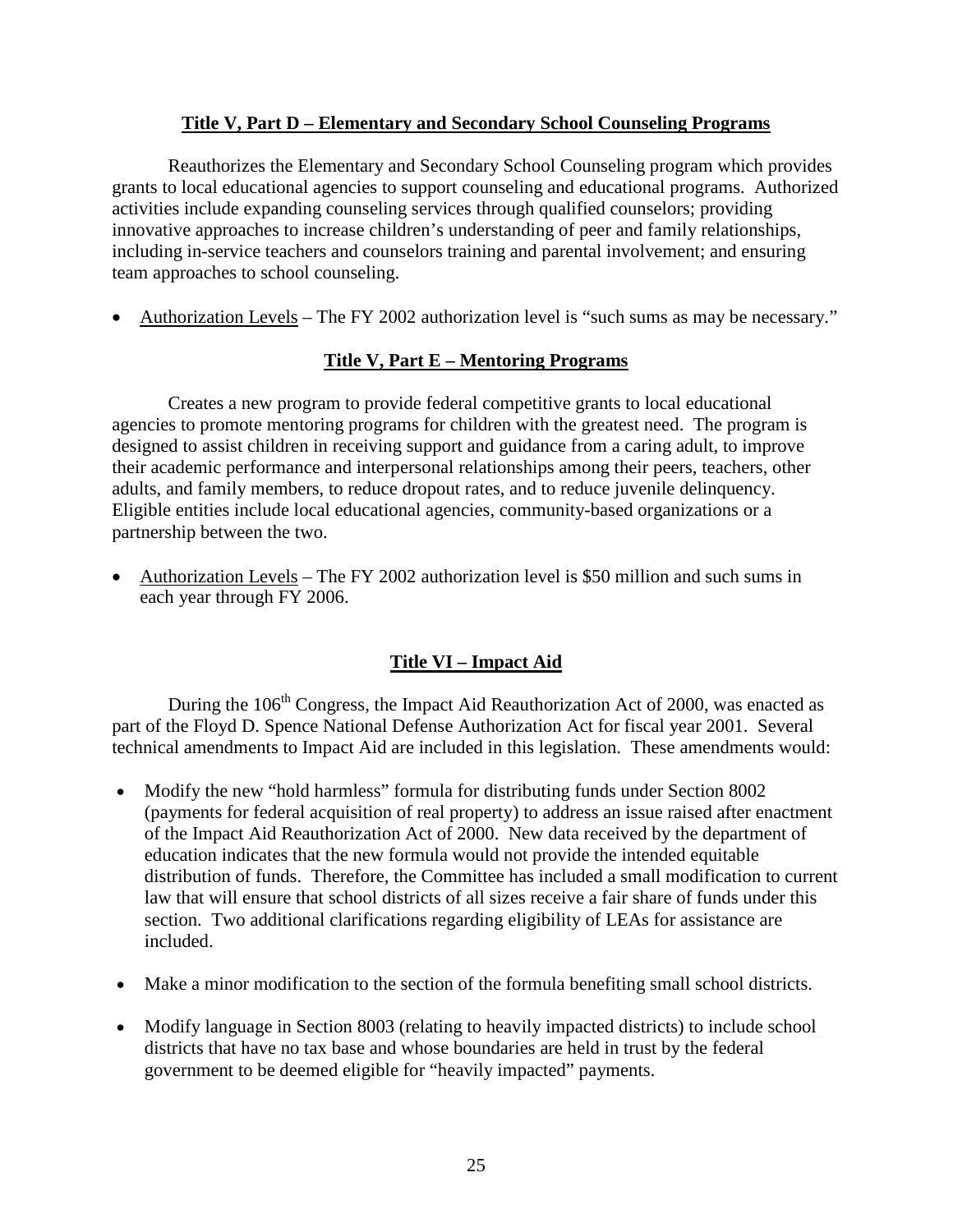## Title V, Part D – Elementary and Secondary School Counseling Programs

Reauthorizes the Elementary and Secondary School Counseling program which provides grants to local educational agencies to support counseling and educational programs. Authorized activities include expanding counseling services through qualified counselors; providing innovative approaches to increase children's understanding of peer and family relationships, including in-service teachers and counselors training and parental involvement; and ensuring team approaches to school counseling.

- Authorization Levels – The FY 2002 authorization level is "such sums as may be necessary."

## Title V, Part E – Mentoring Programs

Creates a new program to provide federal competitive grants to local educational agencies to promote mentoring programs for children with the greatest need. The program is designed to assist children in receiving support and guidance from a caring adult, to improve their academic performance and interpersonal relationships among their peers, teachers, other adults, and family members, to reduce dropout rates, and to reduce juvenile delinquency. Eligible entities include local educational agencies, community-based organizations or a partnership between the two.

- Authorization Levels – The FY 2002 authorization level is $50 million and such sums in each year through FY 2006.

## Title VI – Impact Aid

During the 106th Congress, the Impact Aid Reauthorization Act of 2000, was enacted as part of the Floyd D. Spence National Defense Authorization Act for fiscal year 2001. Several technical amendments to Impact Aid are included in this legislation. These amendments would:

- Modify the new "hold harmless" formula for distributing funds under Section 8002 (payments for federal acquisition of real property) to address an issue raised after enactment of the Impact Aid Reauthorization Act of 2000. New data received by the department of education indicates that the new formula would not provide the intended equitable distribution of funds. Therefore, the Committee has included a small modification to current law that will ensure that school districts of all sizes receive a fair share of funds under this section. Two additional clarifications regarding eligibility of LEAs for assistance are included.
- Make a minor modification to the section of the formula benefiting small school districts.
- Modify language in Section 8003 (relating to heavily impacted districts) to include school districts that have no tax base and whose boundaries are held in trust by the federal government to be deemed eligible for "heavily impacted" payments.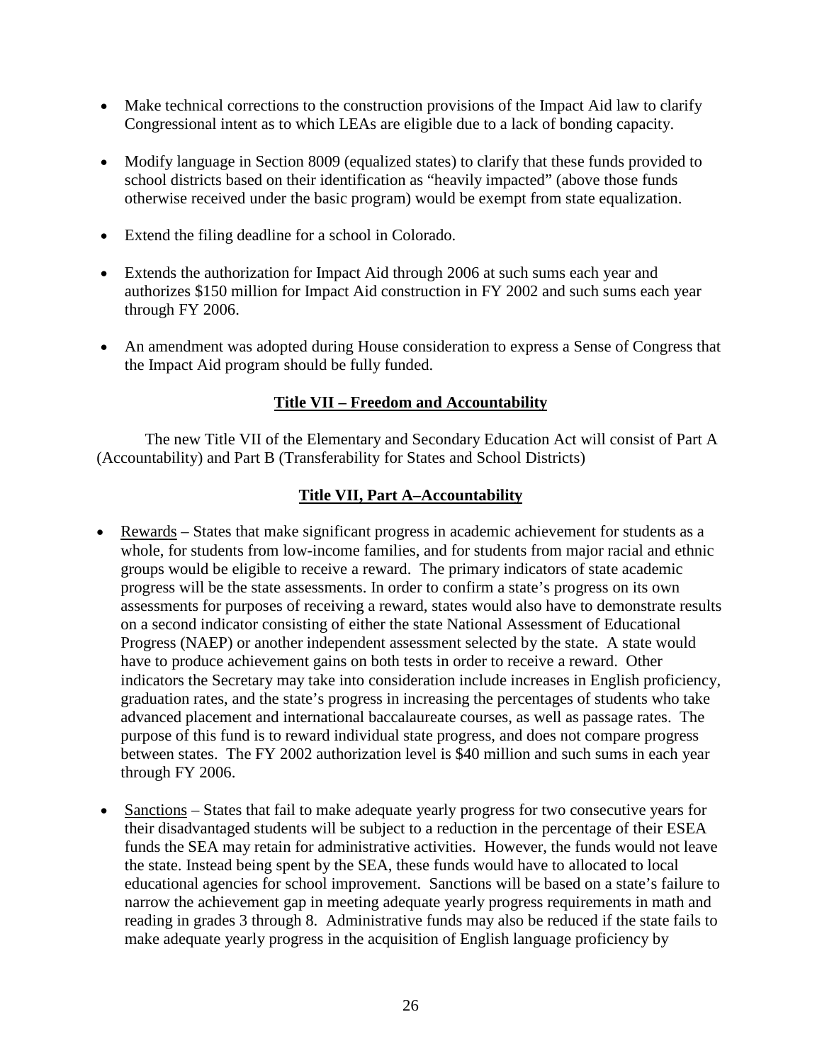- Make technical corrections to the construction provisions of the Impact Aid law to clarify Congressional intent as to which LEAs are eligible due to a lack of bonding capacity.

- Modify language in Section 8009 (equalized states) to clarify that these funds provided to school districts based on their identification as "heavily impacted" (above those funds otherwise received under the basic program) would be exempt from state equalization.

- Extend the filing deadline for a school in Colorado.

- Extends the authorization for Impact Aid through 2006 at such sums each year and authorizes $150 million for Impact Aid construction in FY 2002 and such sums each year through FY 2006.

- An amendment was adopted during House consideration to express a Sense of Congress that the Impact Aid program should be fully funded.

## Title VII – Freedom and Accountability

The new Title VII of the Elementary and Secondary Education Act will consist of Part A (Accountability) and Part B (Transferability for States and School Districts)

## Title VII, Part A–Accountability

- Rewards – States that make significant progress in academic achievement for students as a whole, for students from low-income families, and for students from major racial and ethnic groups would be eligible to receive a reward. The primary indicators of state academic progress will be the state assessments. In order to confirm a state's progress on its own assessments for purposes of receiving a reward, states would also have to demonstrate results on a second indicator consisting of either the state National Assessment of Educational Progress (NAEP) or another independent assessment selected by the state. A state would have to produce achievement gains on both tests in order to receive a reward. Other indicators the Secretary may take into consideration include increases in English proficiency, graduation rates, and the state's progress in increasing the percentages of students who take advanced placement and international baccalaureate courses, as well as passage rates. The purpose of this fund is to reward individual state progress, and does not compare progress between states. The FY 2002 authorization level is $40 million and such sums in each year through FY 2006.

- Sanctions – States that fail to make adequate yearly progress for two consecutive years for their disadvantaged students will be subject to a reduction in the percentage of their ESEA funds the SEA may retain for administrative activities. However, the funds would not leave the state. Instead being spent by the SEA, these funds would have to allocated to local educational agencies for school improvement. Sanctions will be based on a state's failure to narrow the achievement gap in meeting adequate yearly progress requirements in math and reading in grades 3 through 8. Administrative funds may also be reduced if the state fails to make adequate yearly progress in the acquisition of English language proficiency by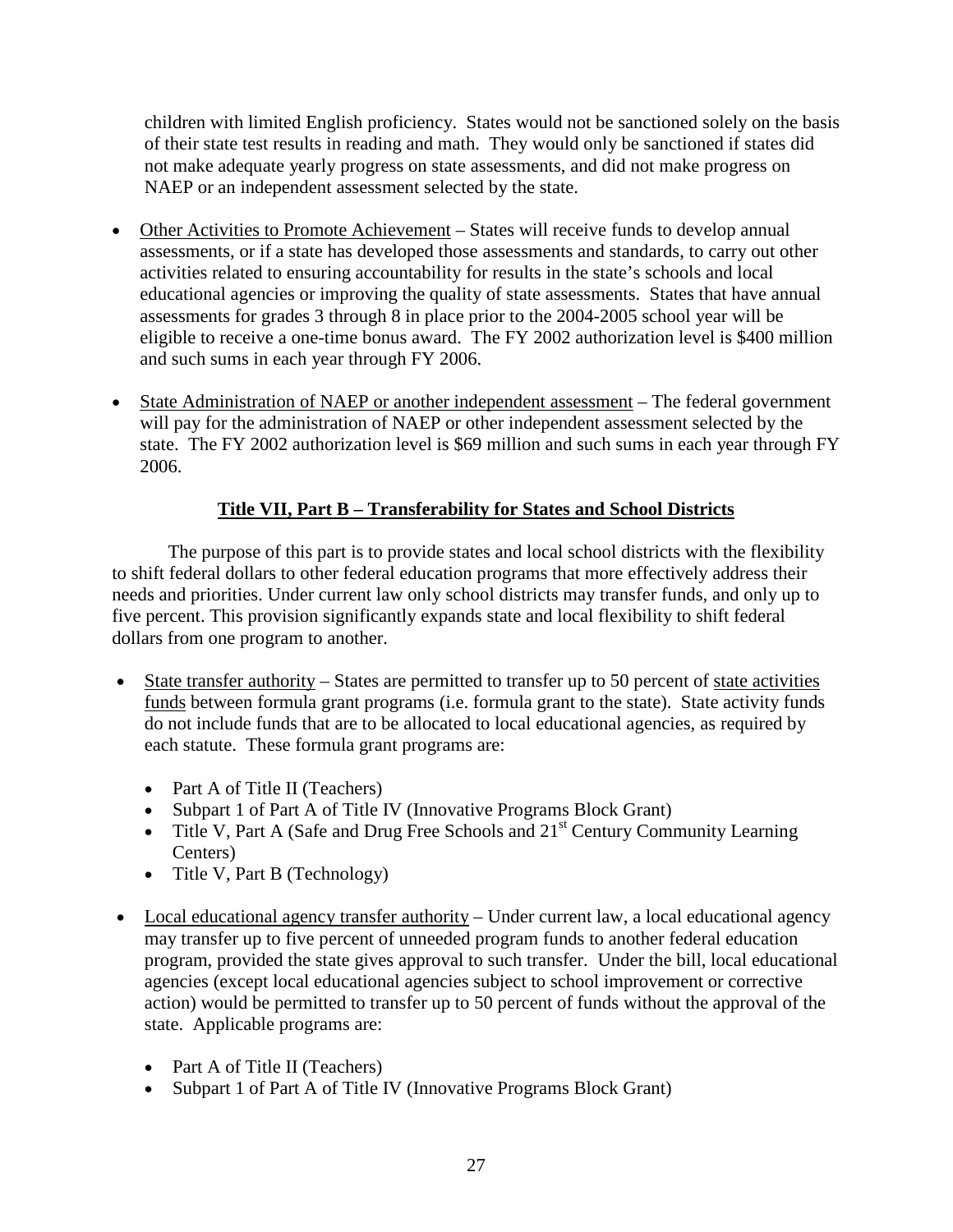children with limited English proficiency. States would not be sanctioned solely on the basis of their state test results in reading and math. They would only be sanctioned if states did not make adequate yearly progress on state assessments, and did not make progress on NAEP or an independent assessment selected by the state.

- Other Activities to Promote Achievement – States will receive funds to develop annual assessments, or if a state has developed those assessments and standards, to carry out other activities related to ensuring accountability for results in the state's schools and local educational agencies or improving the quality of state assessments. States that have annual assessments for grades 3 through 8 in place prior to the 2004-2005 school year will be eligible to receive a one-time bonus award. The FY 2002 authorization level is $400 million and such sums in each year through FY 2006.

- State Administration of NAEP or another independent assessment – The federal government will pay for the administration of NAEP or other independent assessment selected by the state. The FY 2002 authorization level is $69 million and such sums in each year through FY 2006.

## Title VII, Part B – Transferability for States and School Districts

The purpose of this part is to provide states and local school districts with the flexibility to shift federal dollars to other federal education programs that more effectively address their needs and priorities. Under current law only school districts may transfer funds, and only up to five percent. This provision significantly expands state and local flexibility to shift federal dollars from one program to another.

- State transfer authority – States are permitted to transfer up to 50 percent of state activities funds between formula grant programs (i.e. formula grant to the state). State activity funds do not include funds that are to be allocated to local educational agencies, as required by each statute. These formula grant programs are:
  - Part A of Title II (Teachers)
  - Subpart 1 of Part A of Title IV (Innovative Programs Block Grant)
  - Title V, Part A (Safe and Drug Free Schools and 21st Century Community Learning Centers)
  - Title V, Part B (Technology)

- Local educational agency transfer authority – Under current law, a local educational agency may transfer up to five percent of unneeded program funds to another federal education program, provided the state gives approval to such transfer. Under the bill, local educational agencies (except local educational agencies subject to school improvement or corrective action) would be permitted to transfer up to 50 percent of funds without the approval of the state. Applicable programs are:
  - Part A of Title II (Teachers)
  - Subpart 1 of Part A of Title IV (Innovative Programs Block Grant)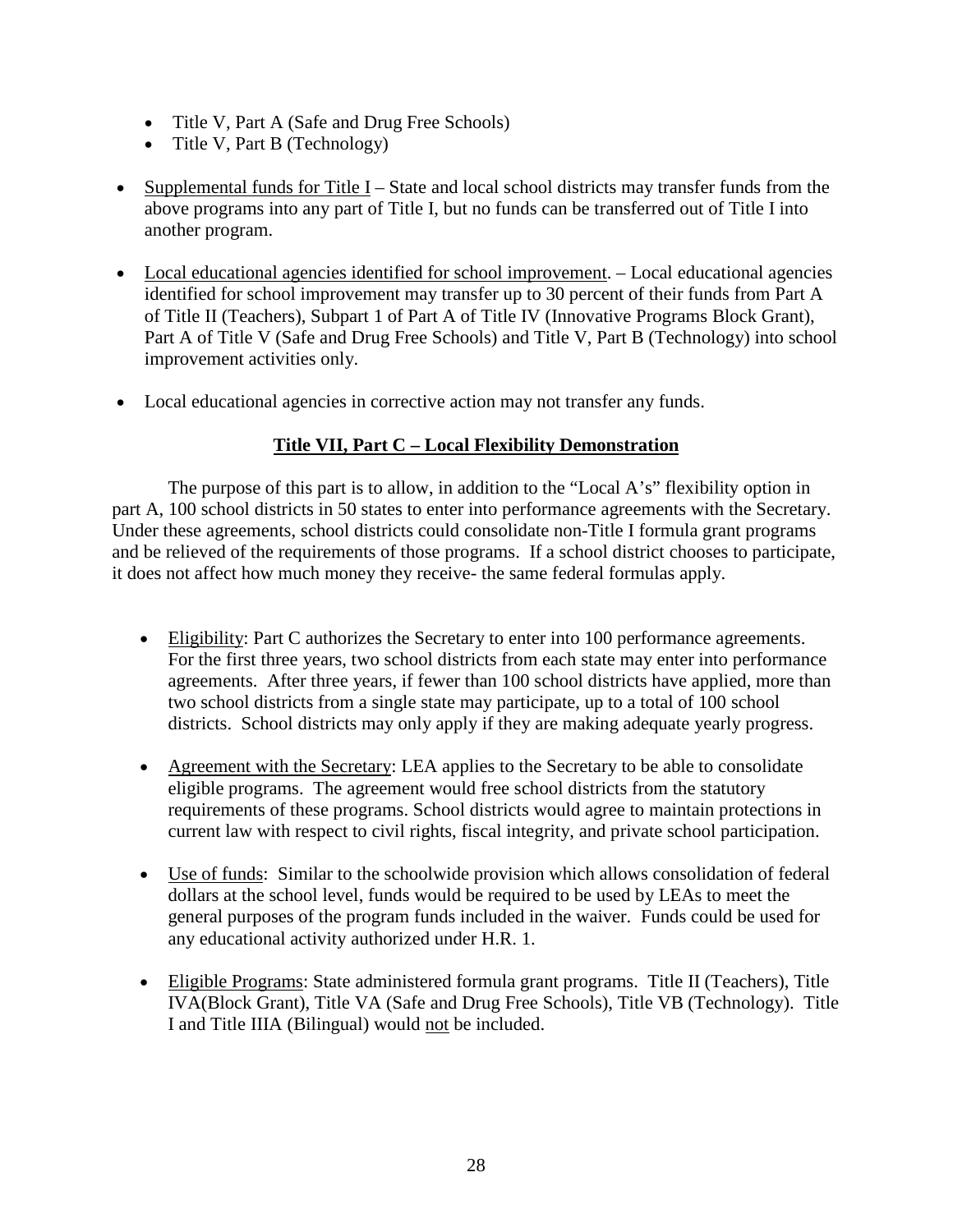- Title V, Part A (Safe and Drug Free Schools)
- Title V, Part B (Technology)

- Supplemental funds for Title I – State and local school districts may transfer funds from the above programs into any part of Title I, but no funds can be transferred out of Title I into another program.

- Local educational agencies identified for school improvement. – Local educational agencies identified for school improvement may transfer up to 30 percent of their funds from Part A of Title II (Teachers), Subpart 1 of Part A of Title IV (Innovative Programs Block Grant), Part A of Title V (Safe and Drug Free Schools) and Title V, Part B (Technology) into school improvement activities only.

- Local educational agencies in corrective action may not transfer any funds.

## Title VII, Part C – Local Flexibility Demonstration

The purpose of this part is to allow, in addition to the "Local A's" flexibility option in part A, 100 school districts in 50 states to enter into performance agreements with the Secretary. Under these agreements, school districts could consolidate non-Title I formula grant programs and be relieved of the requirements of those programs. If a school district chooses to participate, it does not affect how much money they receive- the same federal formulas apply.

- Eligibility: Part C authorizes the Secretary to enter into 100 performance agreements. For the first three years, two school districts from each state may enter into performance agreements. After three years, if fewer than 100 school districts have applied, more than two school districts from a single state may participate, up to a total of 100 school districts. School districts may only apply if they are making adequate yearly progress.

- Agreement with the Secretary: LEA applies to the Secretary to be able to consolidate eligible programs. The agreement would free school districts from the statutory requirements of these programs. School districts would agree to maintain protections in current law with respect to civil rights, fiscal integrity, and private school participation.

- Use of funds: Similar to the schoolwide provision which allows consolidation of federal dollars at the school level, funds would be required to be used by LEAs to meet the general purposes of the program funds included in the waiver. Funds could be used for any educational activity authorized under H.R. 1.

- Eligible Programs: State administered formula grant programs. Title II (Teachers), Title IVA(Block Grant), Title VA (Safe and Drug Free Schools), Title VB (Technology). Title I and Title IIIA (Bilingual) would not be included.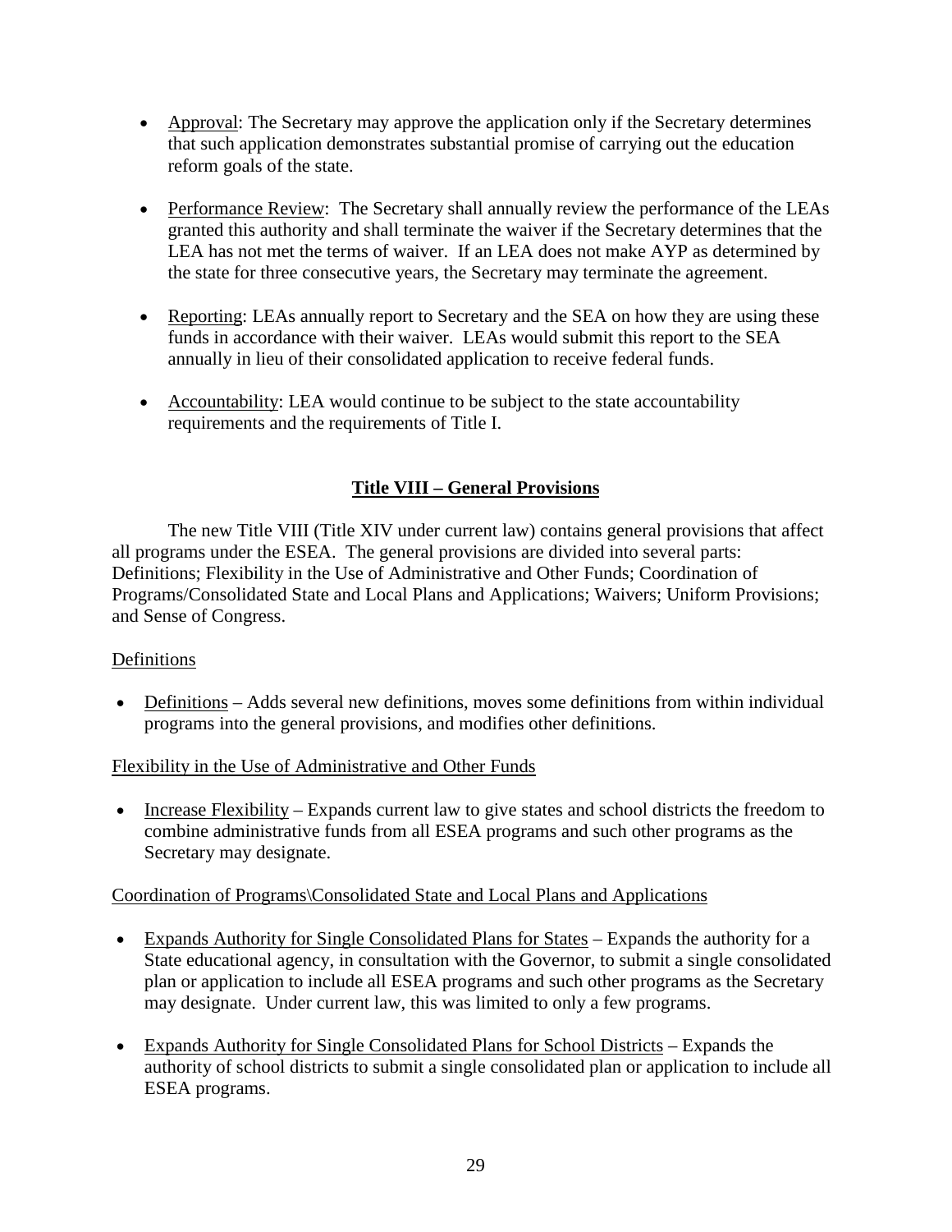- Approval: The Secretary may approve the application only if the Secretary determines that such application demonstrates substantial promise of carrying out the education reform goals of the state.

- Performance Review: The Secretary shall annually review the performance of the LEAs granted this authority and shall terminate the waiver if the Secretary determines that the LEA has not met the terms of waiver. If an LEA does not make AYP as determined by the state for three consecutive years, the Secretary may terminate the agreement.

- Reporting: LEAs annually report to Secretary and the SEA on how they are using these funds in accordance with their waiver. LEAs would submit this report to the SEA annually in lieu of their consolidated application to receive federal funds.

- Accountability: LEA would continue to be subject to the state accountability requirements and the requirements of Title I.

## Title VIII – General Provisions

The new Title VIII (Title XIV under current law) contains general provisions that affect all programs under the ESEA. The general provisions are divided into several parts: Definitions; Flexibility in the Use of Administrative and Other Funds; Coordination of Programs/Consolidated State and Local Plans and Applications; Waivers; Uniform Provisions; and Sense of Congress.

### Definitions

- Definitions – Adds several new definitions, moves some definitions from within individual programs into the general provisions, and modifies other definitions.

### Flexibility in the Use of Administrative and Other Funds

- Increase Flexibility – Expands current law to give states and school districts the freedom to combine administrative funds from all ESEA programs and such other programs as the Secretary may designate.

### Coordination of Programs\Consolidated State and Local Plans and Applications

- Expands Authority for Single Consolidated Plans for States – Expands the authority for a State educational agency, in consultation with the Governor, to submit a single consolidated plan or application to include all ESEA programs and such other programs as the Secretary may designate. Under current law, this was limited to only a few programs.

- Expands Authority for Single Consolidated Plans for School Districts – Expands the authority of school districts to submit a single consolidated plan or application to include all ESEA programs.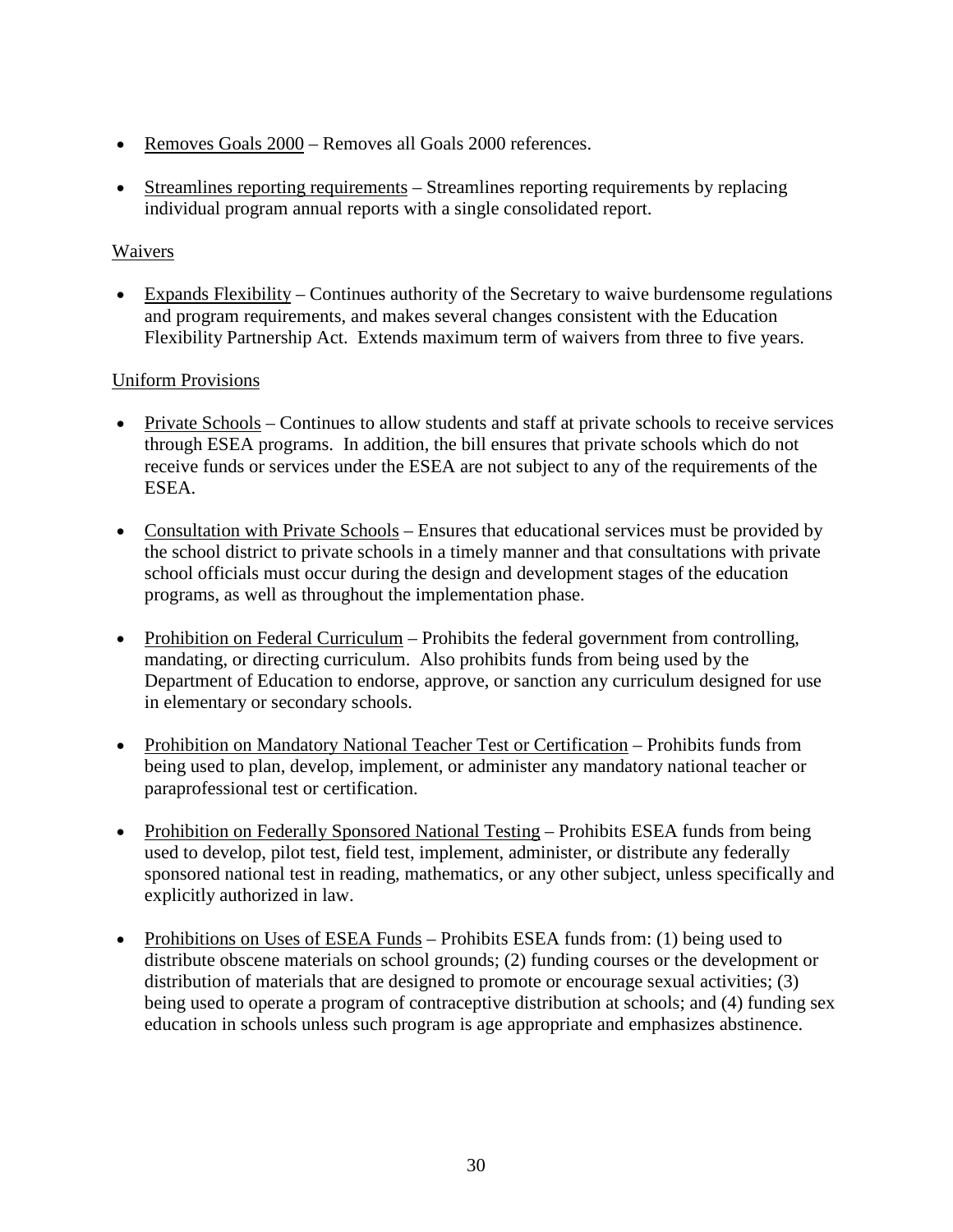- Removes Goals 2000 – Removes all Goals 2000 references.

- Streamlines reporting requirements – Streamlines reporting requirements by replacing individual program annual reports with a single consolidated report.

Waivers

- Expands Flexibility – Continues authority of the Secretary to waive burdensome regulations and program requirements, and makes several changes consistent with the Education Flexibility Partnership Act. Extends maximum term of waivers from three to five years.

Uniform Provisions

- Private Schools – Continues to allow students and staff at private schools to receive services through ESEA programs. In addition, the bill ensures that private schools which do not receive funds or services under the ESEA are not subject to any of the requirements of the ESEA.

- Consultation with Private Schools – Ensures that educational services must be provided by the school district to private schools in a timely manner and that consultations with private school officials must occur during the design and development stages of the education programs, as well as throughout the implementation phase.

- Prohibition on Federal Curriculum – Prohibits the federal government from controlling, mandating, or directing curriculum. Also prohibits funds from being used by the Department of Education to endorse, approve, or sanction any curriculum designed for use in elementary or secondary schools.

- Prohibition on Mandatory National Teacher Test or Certification – Prohibits funds from being used to plan, develop, implement, or administer any mandatory national teacher or paraprofessional test or certification.

- Prohibition on Federally Sponsored National Testing – Prohibits ESEA funds from being used to develop, pilot test, field test, implement, administer, or distribute any federally sponsored national test in reading, mathematics, or any other subject, unless specifically and explicitly authorized in law.

- Prohibitions on Uses of ESEA Funds – Prohibits ESEA funds from: (1) being used to distribute obscene materials on school grounds; (2) funding courses or the development or distribution of materials that are designed to promote or encourage sexual activities; (3) being used to operate a program of contraceptive distribution at schools; and (4) funding sex education in schools unless such program is age appropriate and emphasizes abstinence.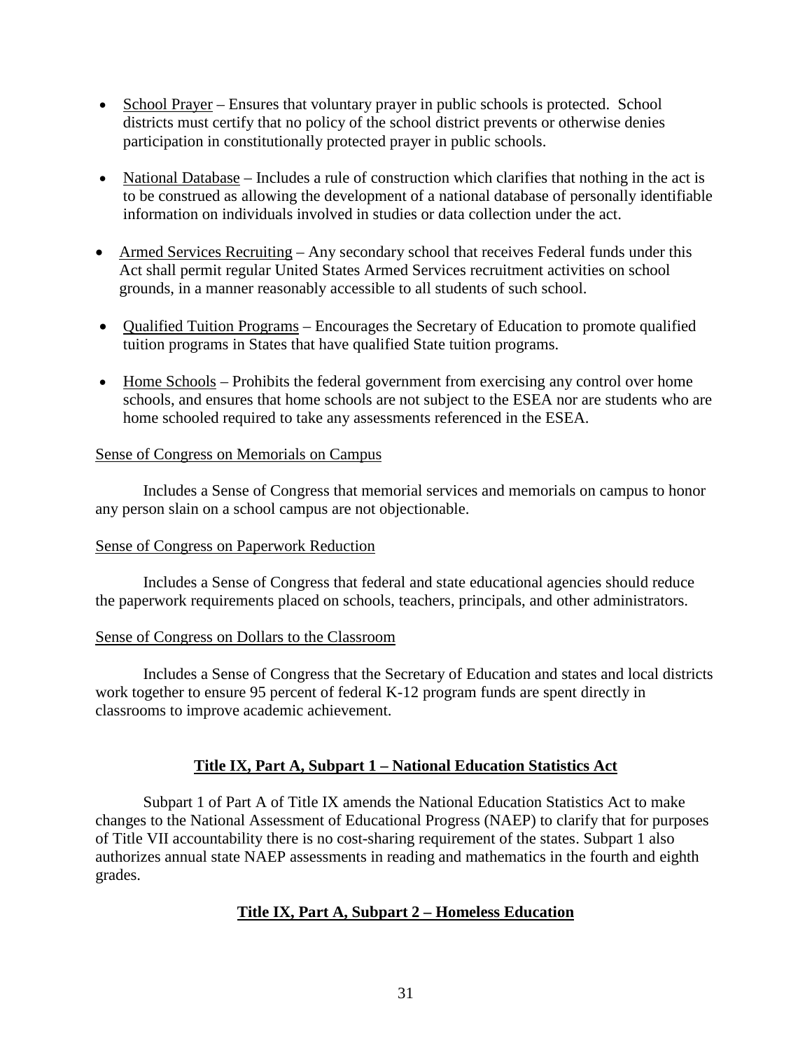- School Prayer – Ensures that voluntary prayer in public schools is protected. School districts must certify that no policy of the school district prevents or otherwise denies participation in constitutionally protected prayer in public schools.

- National Database – Includes a rule of construction which clarifies that nothing in the act is to be construed as allowing the development of a national database of personally identifiable information on individuals involved in studies or data collection under the act.

- Armed Services Recruiting – Any secondary school that receives Federal funds under this Act shall permit regular United States Armed Services recruitment activities on school grounds, in a manner reasonably accessible to all students of such school.

- Qualified Tuition Programs – Encourages the Secretary of Education to promote qualified tuition programs in States that have qualified State tuition programs.

- Home Schools – Prohibits the federal government from exercising any control over home schools, and ensures that home schools are not subject to the ESEA nor are students who are home schooled required to take any assessments referenced in the ESEA.

Sense of Congress on Memorials on Campus

Includes a Sense of Congress that memorial services and memorials on campus to honor any person slain on a school campus are not objectionable.

Sense of Congress on Paperwork Reduction

Includes a Sense of Congress that federal and state educational agencies should reduce the paperwork requirements placed on schools, teachers, principals, and other administrators.

Sense of Congress on Dollars to the Classroom

Includes a Sense of Congress that the Secretary of Education and states and local districts work together to ensure 95 percent of federal K-12 program funds are spent directly in classrooms to improve academic achievement.

## Title IX, Part A, Subpart 1 – National Education Statistics Act

Subpart 1 of Part A of Title IX amends the National Education Statistics Act to make changes to the National Assessment of Educational Progress (NAEP) to clarify that for purposes of Title VII accountability there is no cost-sharing requirement of the states. Subpart 1 also authorizes annual state NAEP assessments in reading and mathematics in the fourth and eighth grades.

## Title IX, Part A, Subpart 2 – Homeless Education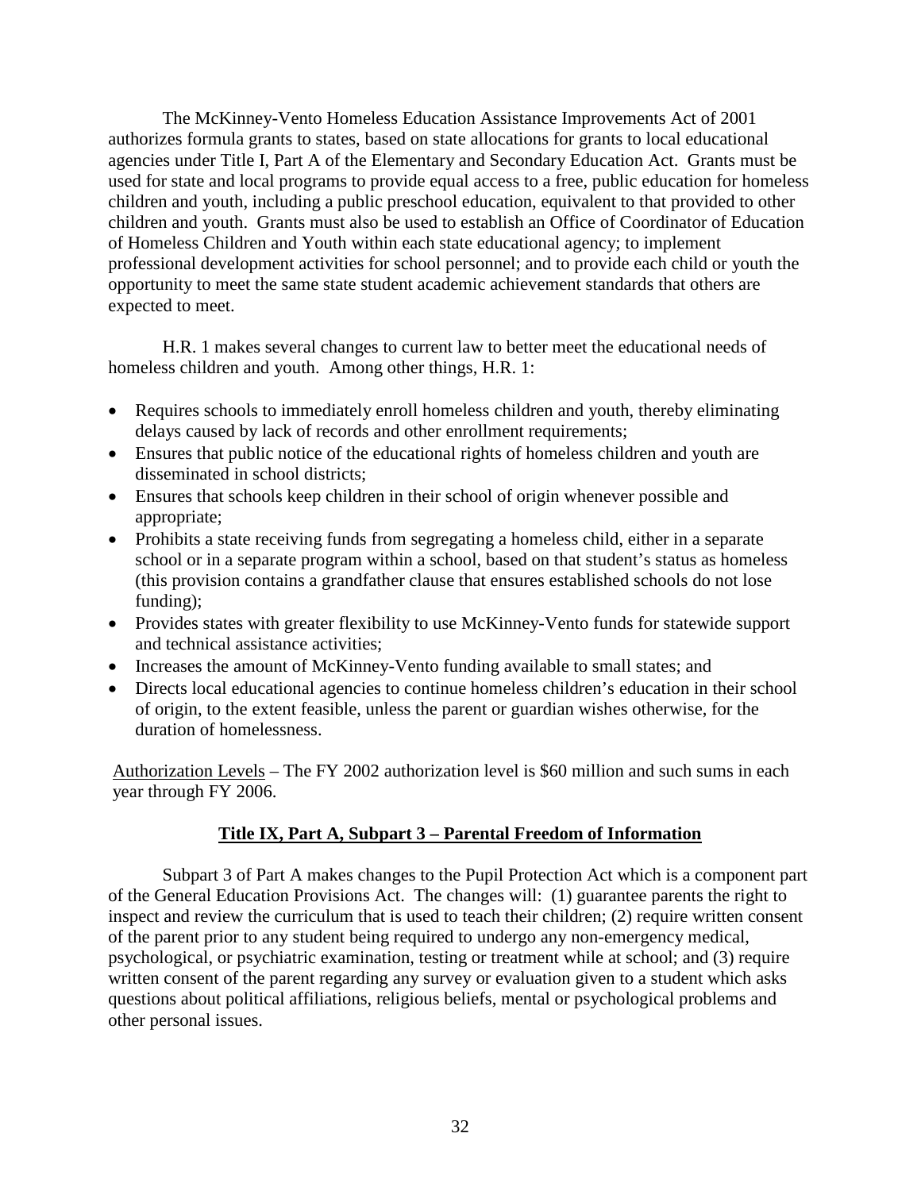The McKinney-Vento Homeless Education Assistance Improvements Act of 2001 authorizes formula grants to states, based on state allocations for grants to local educational agencies under Title I, Part A of the Elementary and Secondary Education Act. Grants must be used for state and local programs to provide equal access to a free, public education for homeless children and youth, including a public preschool education, equivalent to that provided to other children and youth. Grants must also be used to establish an Office of Coordinator of Education of Homeless Children and Youth within each state educational agency; to implement professional development activities for school personnel; and to provide each child or youth the opportunity to meet the same state student academic achievement standards that others are expected to meet.

H.R. 1 makes several changes to current law to better meet the educational needs of homeless children and youth. Among other things, H.R. 1:

- Requires schools to immediately enroll homeless children and youth, thereby eliminating delays caused by lack of records and other enrollment requirements;
- Ensures that public notice of the educational rights of homeless children and youth are disseminated in school districts;
- Ensures that schools keep children in their school of origin whenever possible and appropriate;
- Prohibits a state receiving funds from segregating a homeless child, either in a separate school or in a separate program within a school, based on that student's status as homeless (this provision contains a grandfather clause that ensures established schools do not lose funding);
- Provides states with greater flexibility to use McKinney-Vento funds for statewide support and technical assistance activities;
- Increases the amount of McKinney-Vento funding available to small states; and
- Directs local educational agencies to continue homeless children's education in their school of origin, to the extent feasible, unless the parent or guardian wishes otherwise, for the duration of homelessness.

Authorization Levels – The FY 2002 authorization level is $60 million and such sums in each year through FY 2006.

## Title IX, Part A, Subpart 3 – Parental Freedom of Information

Subpart 3 of Part A makes changes to the Pupil Protection Act which is a component part of the General Education Provisions Act. The changes will: (1) guarantee parents the right to inspect and review the curriculum that is used to teach their children; (2) require written consent of the parent prior to any student being required to undergo any non-emergency medical, psychological, or psychiatric examination, testing or treatment while at school; and (3) require written consent of the parent regarding any survey or evaluation given to a student which asks questions about political affiliations, religious beliefs, mental or psychological problems and other personal issues.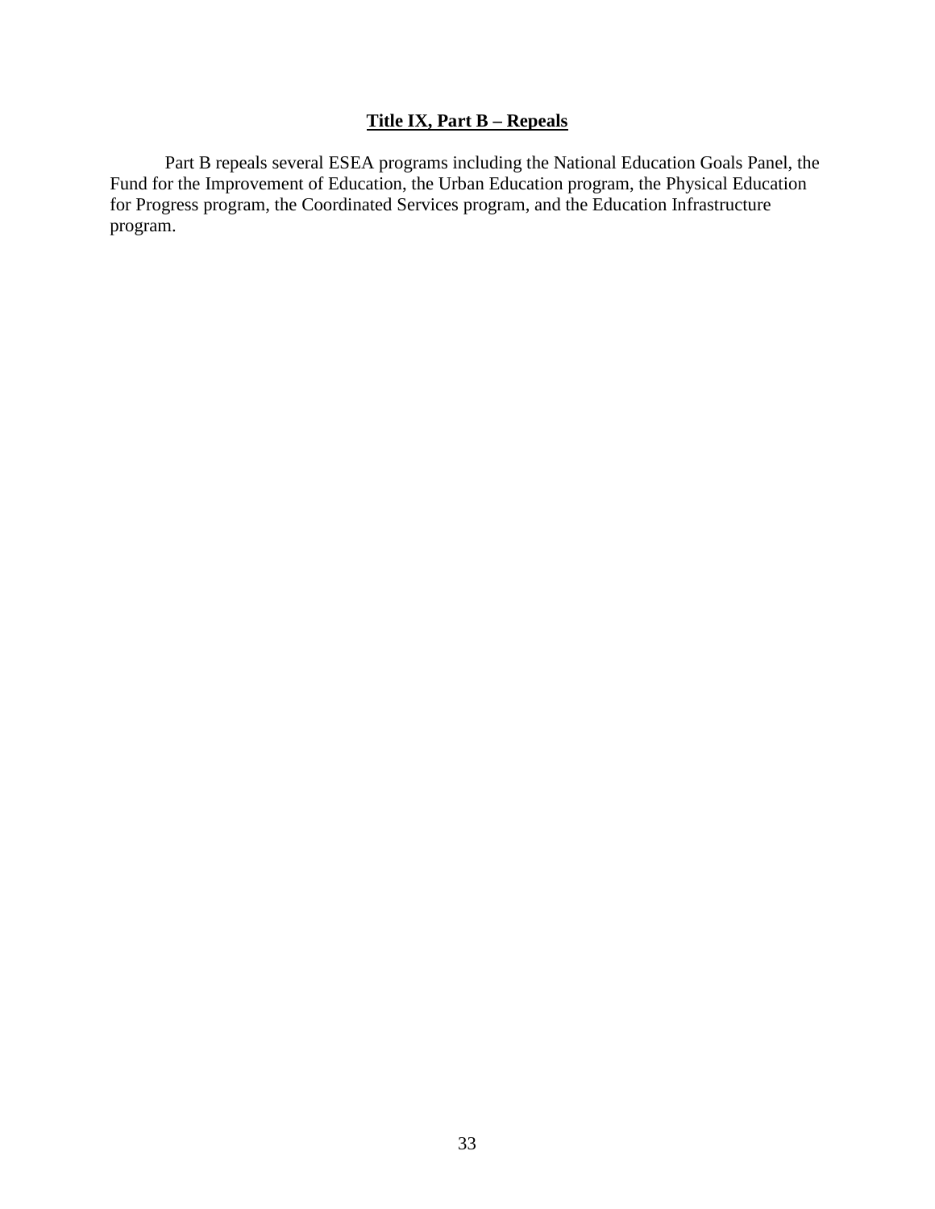## Title IX, Part B – Repeals

Part B repeals several ESEA programs including the National Education Goals Panel, the Fund for the Improvement of Education, the Urban Education program, the Physical Education for Progress program, the Coordinated Services program, and the Education Infrastructure program.